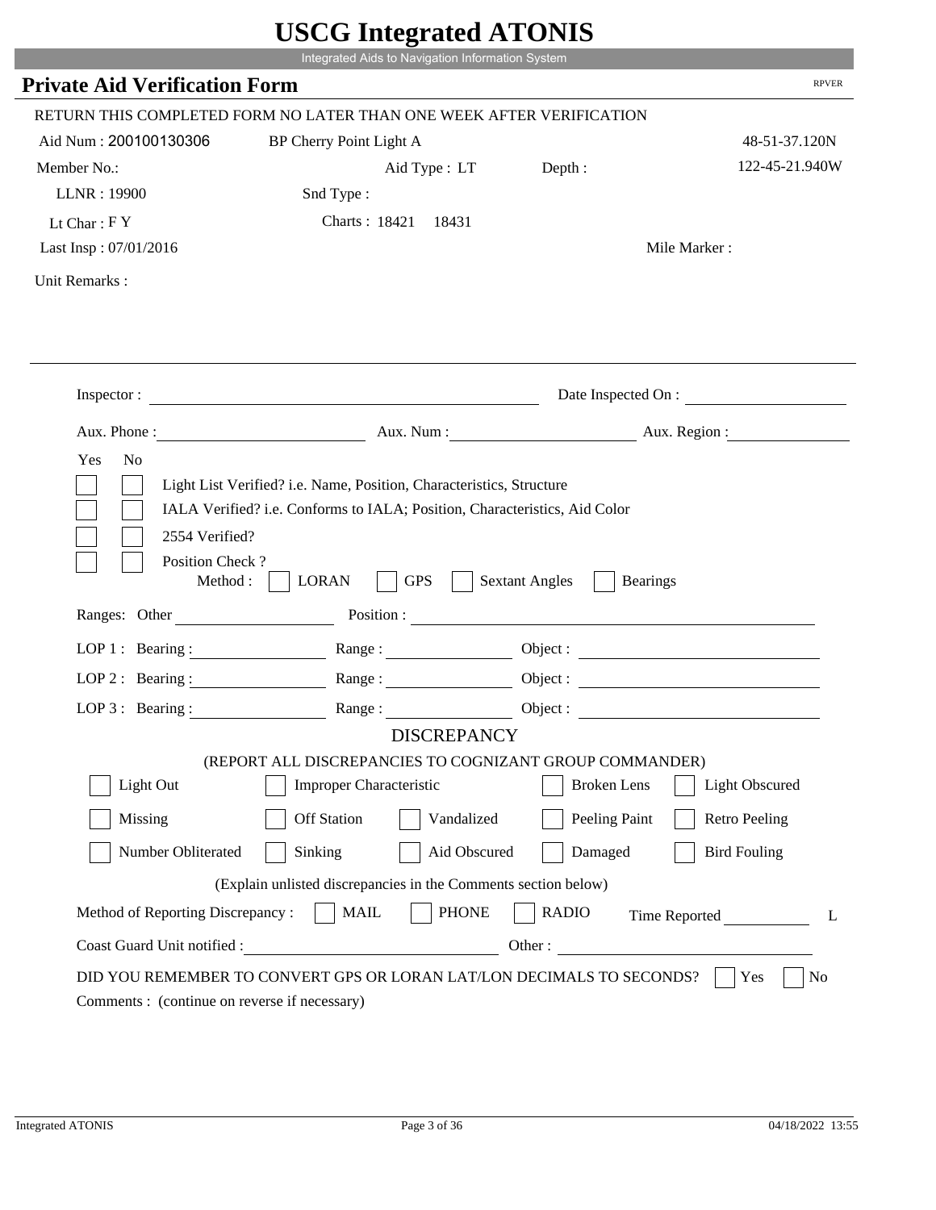# USCG Integrated ATONIS

Integrated Aids to Navigation Information System

## Private Aid Verification Form

RPVER

RETURN THIS COMPLETED FORM NO LATER THAN ONE WEEK AFTER VERIFICATION

Aid Num : 200100130306 BP Cherry Point Light A 48-51-37.120N

Member No.: Aid Type : LT Depth : 122-45-21.940W

LLNR : 19900 Snd Type :

Lt Char : F Y Charts : 18421 18431

Last Insp : 07/01/2016 Mile Marker :

Unit Remarks :

Inspector : Date Inspected On :

Aux. Phone : Aux. Num : Aux. Region :

Yes No

- [ ] [ ] Light List Verified? i.e. Name, Position, Characteristics, Structure
- [ ] [ ] IALA Verified? i.e. Conforms to IALA; Position, Characteristics, Aid Color
- [ ] [ ] 2554 Verified?
- [ ] [ ] Position Check ?

Method : [ ] LORAN [ ] GPS [ ] Sextant Angles [ ] Bearings

Ranges: Other Position :

LOP 1 : Bearing : Range : Object :

LOP 2 : Bearing : Range : Object :

LOP 3 : Bearing : Range : Object :

### DISCREPANCY

(REPORT ALL DISCREPANCIES TO COGNIZANT GROUP COMMANDER)

- [ ] Light Out
- [ ] Improper Characteristic
- [ ] Broken Lens
- [ ] Light Obscured
- [ ] Missing
- [ ] Off Station
- [ ] Vandalized
- [ ] Peeling Paint
- [ ] Retro Peeling
- [ ] Number Obliterated
- [ ] Sinking
- [ ] Aid Obscured
- [ ] Damaged
- [ ] Bird Fouling

(Explain unlisted discrepancies in the Comments section below)

Method of Reporting Discrepancy : [ ] MAIL [ ] PHONE [ ] RADIO Time Reported L

Coast Guard Unit notified : Other :

DID YOU REMEMBER TO CONVERT GPS OR LORAN LAT/LON DECIMALS TO SECONDS? [ ] Yes [ ] No

Comments : (continue on reverse if necessary)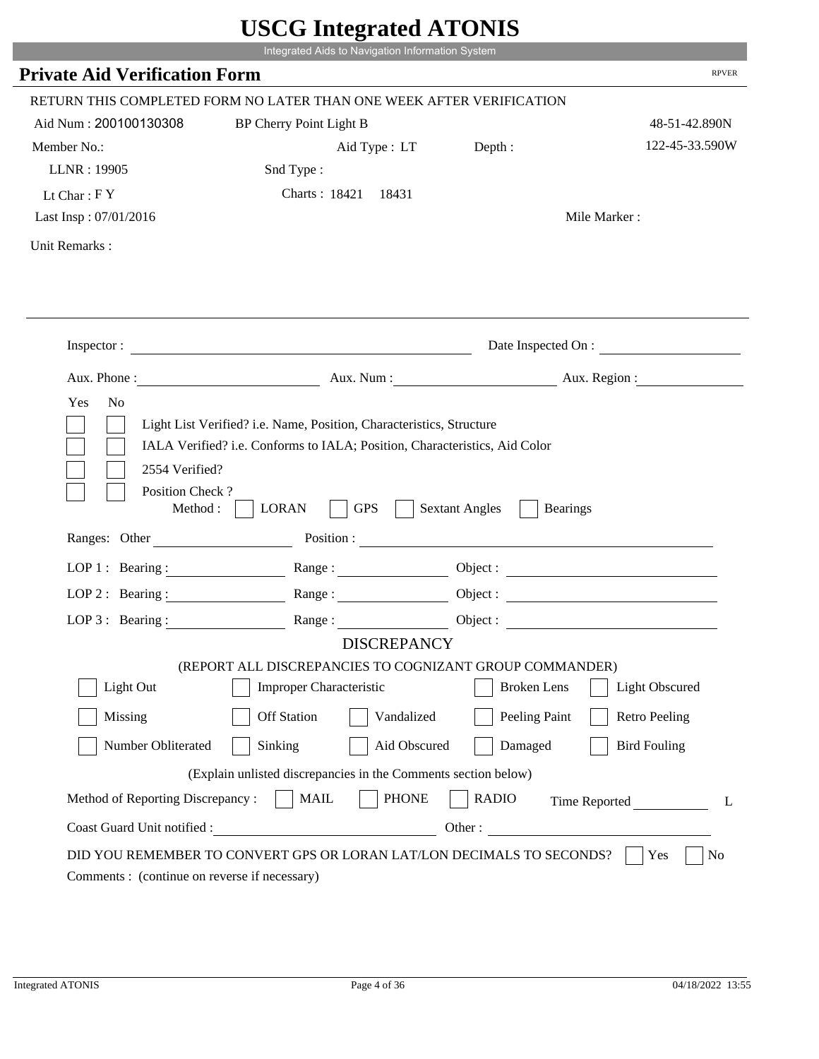# USCG Integrated ATONIS

Integrated Aids to Navigation Information System

## Private Aid Verification Form

RPVER

RETURN THIS COMPLETED FORM NO LATER THAN ONE WEEK AFTER VERIFICATION

Aid Num : 200100130308 BP Cherry Point Light B 48-51-42.890N

Member No.: Aid Type : LT Depth : 122-45-33.590W

LLNR : 19905 Snd Type :

Lt Char : F Y Charts : 18421 18431

Last Insp : 07/01/2016 Mile Marker :

Unit Remarks :

---

Inspector : Date Inspected On :

Aux. Phone : Aux. Num : Aux. Region :

Yes No

- [ ] [ ] Light List Verified? i.e. Name, Position, Characteristics, Structure
- [ ] [ ] IALA Verified? i.e. Conforms to IALA; Position, Characteristics, Aid Color
- [ ] [ ] 2554 Verified?
- [ ] [ ] Position Check ?

Method : [ ] LORAN [ ] GPS [ ] Sextant Angles [ ] Bearings

Ranges: Other Position :

LOP 1 : Bearing : Range : Object :

LOP 2 : Bearing : Range : Object :

LOP 3 : Bearing : Range : Object :

### DISCREPANCY

(REPORT ALL DISCREPANCIES TO COGNIZANT GROUP COMMANDER)

- [ ] Light Out [ ] Improper Characteristic [ ] Broken Lens [ ] Light Obscured
- [ ] Missing [ ] Off Station [ ] Vandalized [ ] Peeling Paint [ ] Retro Peeling
- [ ] Number Obliterated [ ] Sinking [ ] Aid Obscured [ ] Damaged [ ] Bird Fouling

(Explain unlisted discrepancies in the Comments section below)

Method of Reporting Discrepancy : [ ] MAIL [ ] PHONE [ ] RADIO Time Reported L

Coast Guard Unit notified : Other :

DID YOU REMEMBER TO CONVERT GPS OR LORAN LAT/LON DECIMALS TO SECONDS? [ ] Yes [ ] No

Comments : (continue on reverse if necessary)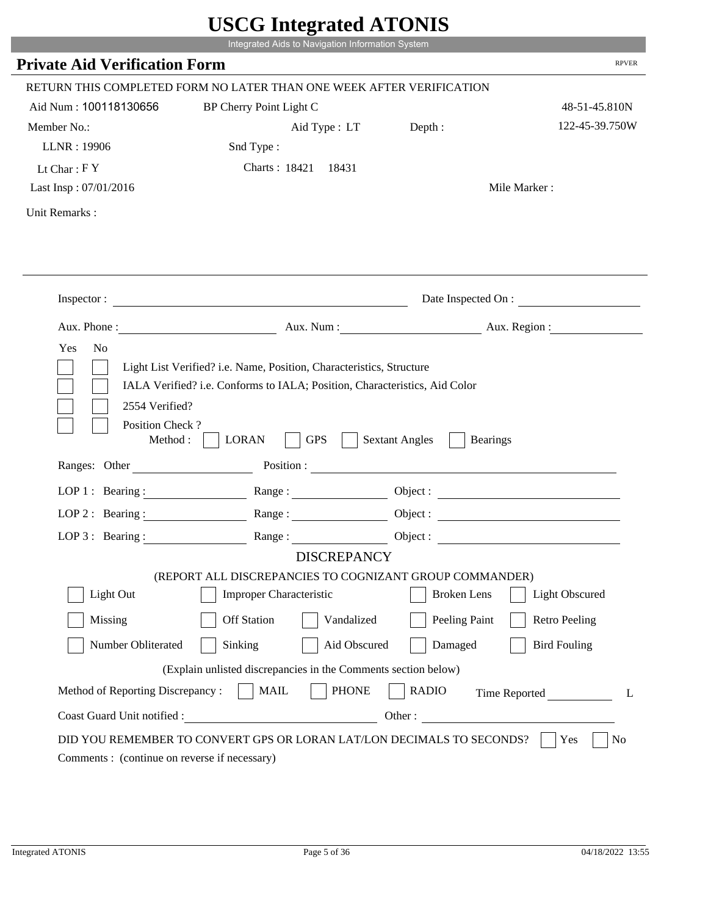# USCG Integrated ATONIS

Integrated Aids to Navigation Information System

## Private Aid Verification Form

RPVER

RETURN THIS COMPLETED FORM NO LATER THAN ONE WEEK AFTER VERIFICATION

Aid Num : 100118130656 BP Cherry Point Light C 48-51-45.810N

Member No.: Aid Type : LT Depth : 122-45-39.750W

LLNR : 19906 Snd Type :

Lt Char : F Y Charts : 18421 18431

Last Insp : 07/01/2016 Mile Marker :

Unit Remarks :

---

Inspector : ______________________ Date Inspected On : ______________

Aux. Phone : ______________ Aux. Num : ______________ Aux. Region : ______________

Yes No

- [ ] [ ] Light List Verified? i.e. Name, Position, Characteristics, Structure
- [ ] [ ] IALA Verified? i.e. Conforms to IALA; Position, Characteristics, Aid Color
- [ ] [ ] 2554 Verified?
- [ ] [ ] Position Check ?

Method : [ ] LORAN [ ] GPS [ ] Sextant Angles [ ] Bearings

Ranges: Other ______________ Position : ______________________

LOP 1 : Bearing : ______________ Range : ______________ Object : ______________

LOP 2 : Bearing : ______________ Range : ______________ Object : ______________

LOP 3 : Bearing : ______________ Range : ______________ Object : ______________

### DISCREPANCY

(REPORT ALL DISCREPANCIES TO COGNIZANT GROUP COMMANDER)

- [ ] Light Out
- [ ] Improper Characteristic
- [ ] Broken Lens
- [ ] Light Obscured
- [ ] Missing
- [ ] Off Station
- [ ] Vandalized
- [ ] Peeling Paint
- [ ] Retro Peeling
- [ ] Number Obliterated
- [ ] Sinking
- [ ] Aid Obscured
- [ ] Damaged
- [ ] Bird Fouling

(Explain unlisted discrepancies in the Comments section below)

Method of Reporting Discrepancy : [ ] MAIL [ ] PHONE [ ] RADIO Time Reported ______ L

Coast Guard Unit notified : ______________________ Other : ______________________

DID YOU REMEMBER TO CONVERT GPS OR LORAN LAT/LON DECIMALS TO SECONDS? [ ] Yes [ ] No

Comments : (continue on reverse if necessary)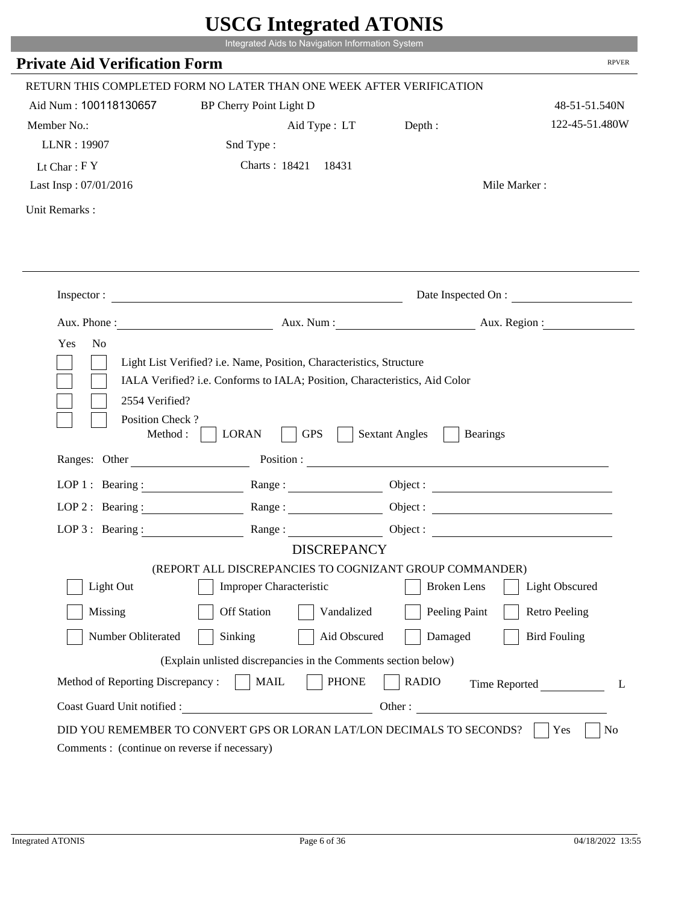# USCG Integrated ATONIS

Integrated Aids to Navigation Information System

## Private Aid Verification Form

RPVER

RETURN THIS COMPLETED FORM NO LATER THAN ONE WEEK AFTER VERIFICATION

Aid Num : 100118130657 BP Cherry Point Light D 48-51-51.540N

Member No.: Aid Type : LT Depth : 122-45-51.480W

LLNR : 19907 Snd Type :

Lt Char : F Y Charts : 18421 18431

Last Insp : 07/01/2016 Mile Marker :

Unit Remarks :

Inspector : Date Inspected On :

Aux. Phone : Aux. Num : Aux. Region :

Yes No

- [ ] [ ] Light List Verified? i.e. Name, Position, Characteristics, Structure
- [ ] [ ] IALA Verified? i.e. Conforms to IALA; Position, Characteristics, Aid Color
- [ ] [ ] 2554 Verified?
- [ ] [ ] Position Check ?

Method : [ ] LORAN [ ] GPS [ ] Sextant Angles [ ] Bearings

Ranges: Other Position :

LOP 1 : Bearing : Range : Object :

LOP 2 : Bearing : Range : Object :

LOP 3 : Bearing : Range : Object :

### DISCREPANCY

(REPORT ALL DISCREPANCIES TO COGNIZANT GROUP COMMANDER)

- [ ] Light Out
- [ ] Improper Characteristic
- [ ] Broken Lens
- [ ] Light Obscured
- [ ] Missing
- [ ] Off Station
- [ ] Vandalized
- [ ] Peeling Paint
- [ ] Retro Peeling
- [ ] Number Obliterated
- [ ] Sinking
- [ ] Aid Obscured
- [ ] Damaged
- [ ] Bird Fouling

(Explain unlisted discrepancies in the Comments section below)

Method of Reporting Discrepancy : [ ] MAIL [ ] PHONE [ ] RADIO Time Reported L

Coast Guard Unit notified : Other :

DID YOU REMEMBER TO CONVERT GPS OR LORAN LAT/LON DECIMALS TO SECONDS? [ ] Yes [ ] No

Comments : (continue on reverse if necessary)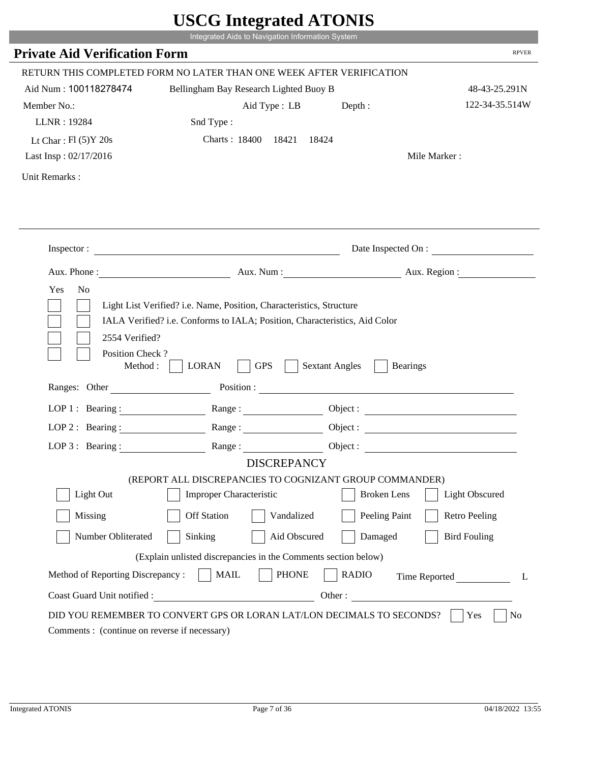# USCG Integrated ATONIS

Integrated Aids to Navigation Information System

## Private Aid Verification Form

RPVER

RETURN THIS COMPLETED FORM NO LATER THAN ONE WEEK AFTER VERIFICATION

Aid Num : 100118278474 Bellingham Bay Research Lighted Buoy B 48-43-25.291N

Member No.: Aid Type : LB Depth : 122-34-35.514W

LLNR : 19284 Snd Type :

Lt Char : Fl (5)Y 20s Charts : 18400 18421 18424

Last Insp : 02/17/2016 Mile Marker :

Unit Remarks :

---

Inspector : Date Inspected On :

Aux. Phone : Aux. Num : Aux. Region :

Yes No

- [ ] [ ] Light List Verified? i.e. Name, Position, Characteristics, Structure
- [ ] [ ] IALA Verified? i.e. Conforms to IALA; Position, Characteristics, Aid Color
- [ ] [ ] 2554 Verified?
- [ ] [ ] Position Check ?

Method : [ ] LORAN [ ] GPS [ ] Sextant Angles [ ] Bearings

Ranges: Other Position :

LOP 1 : Bearing : Range : Object :

LOP 2 : Bearing : Range : Object :

LOP 3 : Bearing : Range : Object :

### DISCREPANCY

(REPORT ALL DISCREPANCIES TO COGNIZANT GROUP COMMANDER)

- [ ] Light Out
- [ ] Improper Characteristic
- [ ] Broken Lens
- [ ] Light Obscured
- [ ] Missing
- [ ] Off Station
- [ ] Vandalized
- [ ] Peeling Paint
- [ ] Retro Peeling
- [ ] Number Obliterated
- [ ] Sinking
- [ ] Aid Obscured
- [ ] Damaged
- [ ] Bird Fouling

(Explain unlisted discrepancies in the Comments section below)

Method of Reporting Discrepancy : [ ] MAIL [ ] PHONE [ ] RADIO Time Reported L

Coast Guard Unit notified : Other :

DID YOU REMEMBER TO CONVERT GPS OR LORAN LAT/LON DECIMALS TO SECONDS? [ ] Yes [ ] No

Comments : (continue on reverse if necessary)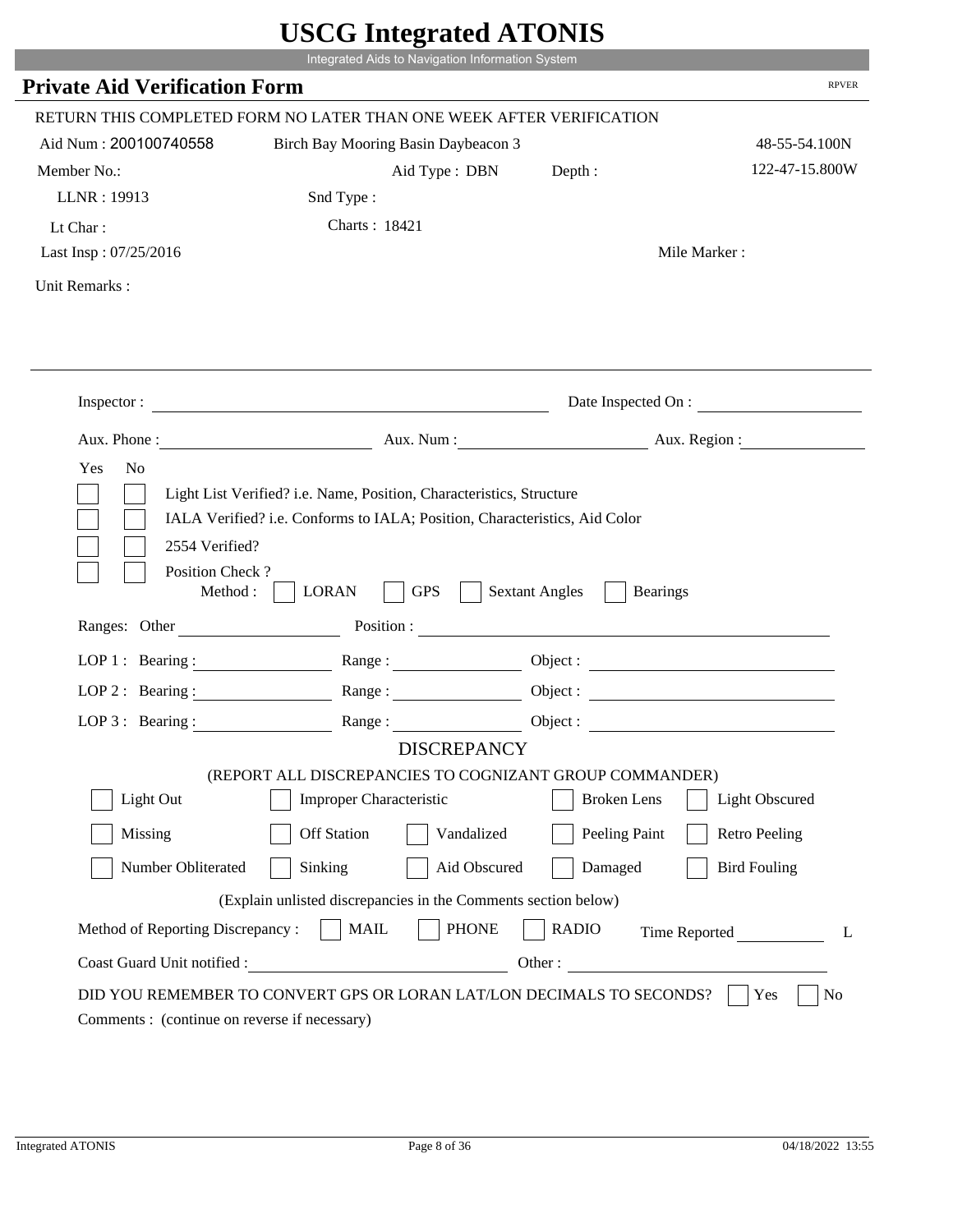# USCG Integrated ATONIS

Integrated Aids to Navigation Information System

## Private Aid Verification Form

RPVER

RETURN THIS COMPLETED FORM NO LATER THAN ONE WEEK AFTER VERIFICATION

Aid Num : 200100740558 Birch Bay Mooring Basin Daybeacon 3 48-55-54.100N

Member No.: Aid Type : DBN Depth : 122-47-15.800W

LLNR : 19913 Snd Type :

Lt Char : Charts : 18421

Last Insp : 07/25/2016 Mile Marker :

Unit Remarks :

Inspector : Date Inspected On :

Aux. Phone : Aux. Num : Aux. Region :

Yes No

- [ ] [ ] Light List Verified? i.e. Name, Position, Characteristics, Structure
- [ ] [ ] IALA Verified? i.e. Conforms to IALA; Position, Characteristics, Aid Color
- [ ] [ ] 2554 Verified?
- [ ] [ ] Position Check ?

Method : [ ] LORAN [ ] GPS [ ] Sextant Angles [ ] Bearings

Ranges: Other Position :

LOP 1 : Bearing : Range : Object :

LOP 2 : Bearing : Range : Object :

LOP 3 : Bearing : Range : Object :

### DISCREPANCY

(REPORT ALL DISCREPANCIES TO COGNIZANT GROUP COMMANDER)

- [ ] Light Out
- [ ] Improper Characteristic
- [ ] Broken Lens
- [ ] Light Obscured
- [ ] Missing
- [ ] Off Station
- [ ] Vandalized
- [ ] Peeling Paint
- [ ] Retro Peeling
- [ ] Number Obliterated
- [ ] Sinking
- [ ] Aid Obscured
- [ ] Damaged
- [ ] Bird Fouling

(Explain unlisted discrepancies in the Comments section below)

Method of Reporting Discrepancy : [ ] MAIL [ ] PHONE [ ] RADIO Time Reported L

Coast Guard Unit notified : Other :

DID YOU REMEMBER TO CONVERT GPS OR LORAN LAT/LON DECIMALS TO SECONDS? [ ] Yes [ ] No

Comments : (continue on reverse if necessary)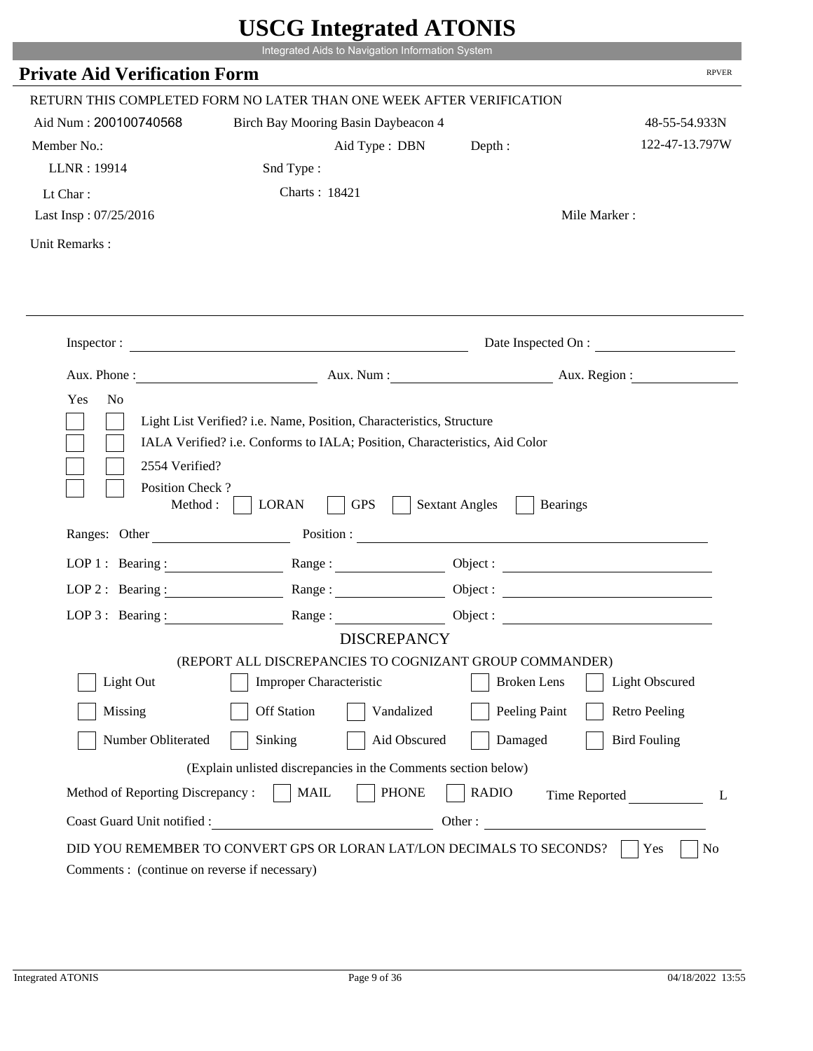# USCG Integrated ATONIS

Integrated Aids to Navigation Information System

## Private Aid Verification Form

RPVER

RETURN THIS COMPLETED FORM NO LATER THAN ONE WEEK AFTER VERIFICATION

Aid Num : 200100740568 &nbsp;&nbsp; Birch Bay Mooring Basin Daybeacon 4 &nbsp;&nbsp; 48-55-54.933N

Member No.: &nbsp;&nbsp; Aid Type : DBN &nbsp;&nbsp; Depth : &nbsp;&nbsp; 122-47-13.797W

LLNR : 19914 &nbsp;&nbsp; Snd Type :

Lt Char : &nbsp;&nbsp; Charts : 18421

Last Insp : 07/25/2016 &nbsp;&nbsp; Mile Marker :

Unit Remarks :

---

Inspector : ______________________ Date Inspected On : ______________

Aux. Phone : ______________ Aux. Num : ______________ Aux. Region : ______________

Yes No

- [ ] [ ] Light List Verified? i.e. Name, Position, Characteristics, Structure
- [ ] [ ] IALA Verified? i.e. Conforms to IALA; Position, Characteristics, Aid Color
- [ ] [ ] 2554 Verified?
- [ ] [ ] Position Check ?

Method : [ ] LORAN [ ] GPS [ ] Sextant Angles [ ] Bearings

Ranges: Other ______________ Position : ______________________

LOP 1 : Bearing : ______________ Range : ______________ Object : ______________

LOP 2 : Bearing : ______________ Range : ______________ Object : ______________

LOP 3 : Bearing : ______________ Range : ______________ Object : ______________

### DISCREPANCY

(REPORT ALL DISCREPANCIES TO COGNIZANT GROUP COMMANDER)

- [ ] Light Out
- [ ] Improper Characteristic
- [ ] Broken Lens
- [ ] Light Obscured
- [ ] Missing
- [ ] Off Station
- [ ] Vandalized
- [ ] Peeling Paint
- [ ] Retro Peeling
- [ ] Number Obliterated
- [ ] Sinking
- [ ] Aid Obscured
- [ ] Damaged
- [ ] Bird Fouling

(Explain unlisted discrepancies in the Comments section below)

Method of Reporting Discrepancy : [ ] MAIL [ ] PHONE [ ] RADIO &nbsp;&nbsp; Time Reported ______ L

Coast Guard Unit notified : ______________________ Other : ______________________

DID YOU REMEMBER TO CONVERT GPS OR LORAN LAT/LON DECIMALS TO SECONDS? [ ] Yes [ ] No

Comments : (continue on reverse if necessary)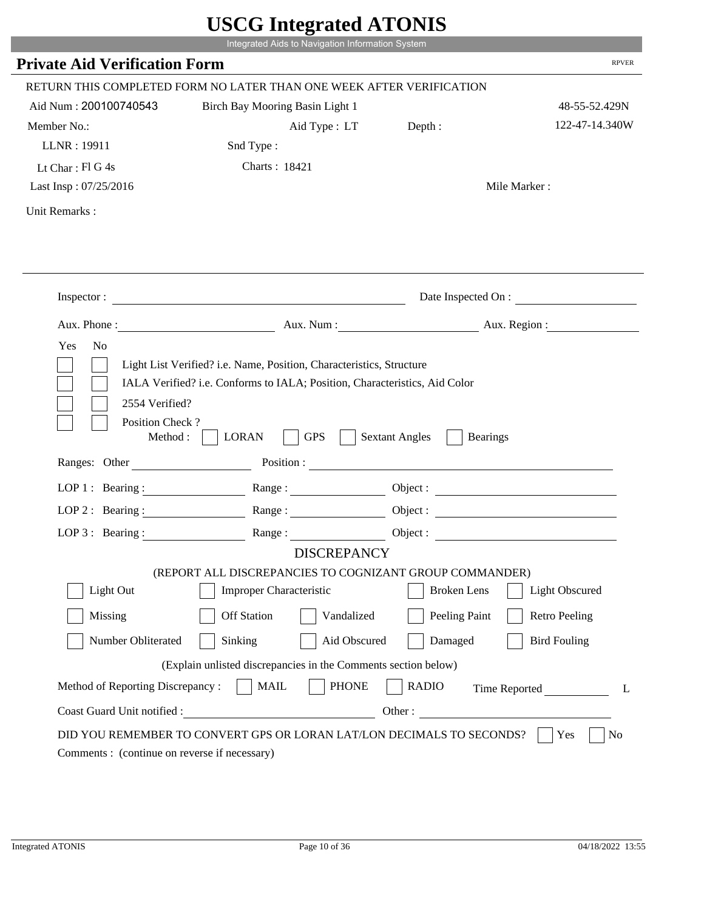# USCG Integrated ATONIS

Integrated Aids to Navigation Information System

## Private Aid Verification Form

RPVER

RETURN THIS COMPLETED FORM NO LATER THAN ONE WEEK AFTER VERIFICATION

Aid Num : 200100740543    Birch Bay Mooring Basin Light 1    48-55-52.429N

Member No.:    Aid Type : LT    Depth :    122-47-14.340W

LLNR : 19911    Snd Type :

Lt Char : Fl G 4s    Charts : 18421

Last Insp : 07/25/2016    Mile Marker :

Unit Remarks :

---

Inspector : ______________________    Date Inspected On : ______________

Aux. Phone : ______________    Aux. Num : ______________    Aux. Region : ______________

Yes  No

- [ ] [ ] Light List Verified? i.e. Name, Position, Characteristics, Structure
- [ ] [ ] IALA Verified? i.e. Conforms to IALA; Position, Characteristics, Aid Color
- [ ] [ ] 2554 Verified?
- [ ] [ ] Position Check ?

Method : [ ] LORAN  [ ] GPS  [ ] Sextant Angles  [ ] Bearings

Ranges: Other ______________    Position : ______________________

LOP 1 : Bearing : ______________    Range : ______________    Object : ______________

LOP 2 : Bearing : ______________    Range : ______________    Object : ______________

LOP 3 : Bearing : ______________    Range : ______________    Object : ______________

### DISCREPANCY

(REPORT ALL DISCREPANCIES TO COGNIZANT GROUP COMMANDER)

- [ ] Light Out  [ ] Improper Characteristic  [ ] Broken Lens  [ ] Light Obscured
- [ ] Missing  [ ] Off Station  [ ] Vandalized  [ ] Peeling Paint  [ ] Retro Peeling
- [ ] Number Obliterated  [ ] Sinking  [ ] Aid Obscured  [ ] Damaged  [ ] Bird Fouling

(Explain unlisted discrepancies in the Comments section below)

Method of Reporting Discrepancy : [ ] MAIL  [ ] PHONE  [ ] RADIO    Time Reported ______________ L

Coast Guard Unit notified : ______________________    Other : ______________________

DID YOU REMEMBER TO CONVERT GPS OR LORAN LAT/LON DECIMALS TO SECONDS? [ ] Yes [ ] No

Comments : (continue on reverse if necessary)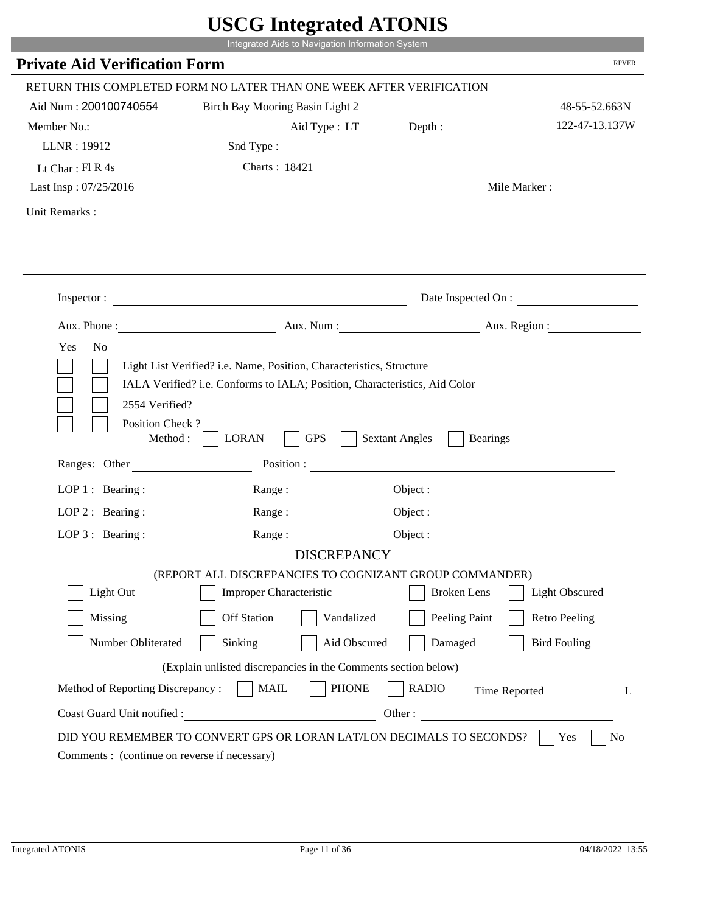# USCG Integrated ATONIS

Integrated Aids to Navigation Information System

## Private Aid Verification Form

RPVER

RETURN THIS COMPLETED FORM NO LATER THAN ONE WEEK AFTER VERIFICATION

Aid Num : 200100740554    Birch Bay Mooring Basin Light 2    48-55-52.663N

Member No.:    Aid Type : LT    Depth :    122-47-13.137W

LLNR : 19912    Snd Type :

Lt Char : Fl R 4s    Charts : 18421

Last Insp : 07/25/2016    Mile Marker :

Unit Remarks :

---

Inspector : ____________________    Date Inspected On : ____________________

Aux. Phone : ____________________    Aux. Num : ____________________    Aux. Region : ____________________

Yes  No

- [ ] [ ] Light List Verified? i.e. Name, Position, Characteristics, Structure
- [ ] [ ] IALA Verified? i.e. Conforms to IALA; Position, Characteristics, Aid Color
- [ ] [ ] 2554 Verified?
- [ ] [ ] Position Check ?

Method : [ ] LORAN  [ ] GPS  [ ] Sextant Angles  [ ] Bearings

Ranges: Other ____________________    Position : ____________________

LOP 1 : Bearing : ____________    Range : ____________    Object : ____________________

LOP 2 : Bearing : ____________    Range : ____________    Object : ____________________

LOP 3 : Bearing : ____________    Range : ____________    Object : ____________________

### DISCREPANCY

(REPORT ALL DISCREPANCIES TO COGNIZANT GROUP COMMANDER)

- [ ] Light Out  - [ ] Improper Characteristic  - [ ] Broken Lens  - [ ] Light Obscured
- [ ] Missing  - [ ] Off Station  - [ ] Vandalized  - [ ] Peeling Paint  - [ ] Retro Peeling
- [ ] Number Obliterated  - [ ] Sinking  - [ ] Aid Obscured  - [ ] Damaged  - [ ] Bird Fouling

(Explain unlisted discrepancies in the Comments section below)

Method of Reporting Discrepancy : [ ] MAIL  [ ] PHONE  [ ] RADIO    Time Reported ____________ L

Coast Guard Unit notified : ____________________    Other : ____________________

DID YOU REMEMBER TO CONVERT GPS OR LORAN LAT/LON DECIMALS TO SECONDS? [ ] Yes  [ ] No

Comments : (continue on reverse if necessary)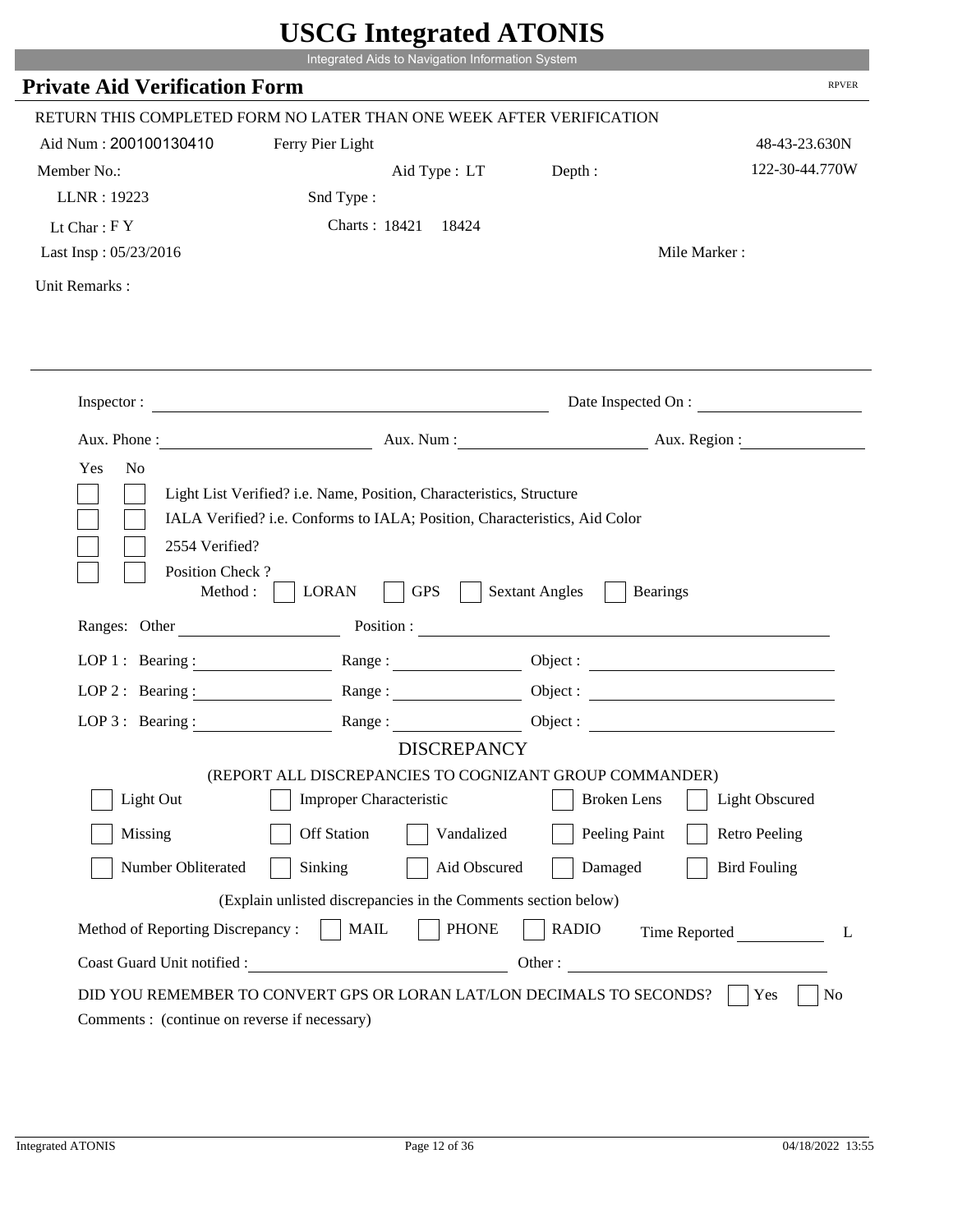# USCG Integrated ATONIS

Integrated Aids to Navigation Information System

## Private Aid Verification Form

RPVER

RETURN THIS COMPLETED FORM NO LATER THAN ONE WEEK AFTER VERIFICATION

Aid Num : 200100130410 Ferry Pier Light 48-43-23.630N

Member No.: Aid Type : LT Depth : 122-30-44.770W

LLNR : 19223 Snd Type :

Lt Char : F Y Charts : 18421 18424

Last Insp : 05/23/2016 Mile Marker :

Unit Remarks :

Inspector : Date Inspected On :

Aux. Phone : Aux. Num : Aux. Region :

Yes No

- Light List Verified? i.e. Name, Position, Characteristics, Structure
- IALA Verified? i.e. Conforms to IALA; Position, Characteristics, Aid Color
- 2554 Verified?
- Position Check ?
  Method : LORAN GPS Sextant Angles Bearings

Ranges: Other Position :

LOP 1 : Bearing : Range : Object :

LOP 2 : Bearing : Range : Object :

LOP 3 : Bearing : Range : Object :

### DISCREPANCY

(REPORT ALL DISCREPANCIES TO COGNIZANT GROUP COMMANDER)

| | | | | |
|---|---|---|---|---|
| Light Out | Improper Characteristic | | Broken Lens | Light Obscured |
| Missing | Off Station | Vandalized | Peeling Paint | Retro Peeling |
| Number Obliterated | Sinking | Aid Obscured | Damaged | Bird Fouling |

(Explain unlisted discrepancies in the Comments section below)

Method of Reporting Discrepancy : MAIL PHONE RADIO Time Reported L

Coast Guard Unit notified : Other :

DID YOU REMEMBER TO CONVERT GPS OR LORAN LAT/LON DECIMALS TO SECONDS? Yes No

Comments : (continue on reverse if necessary)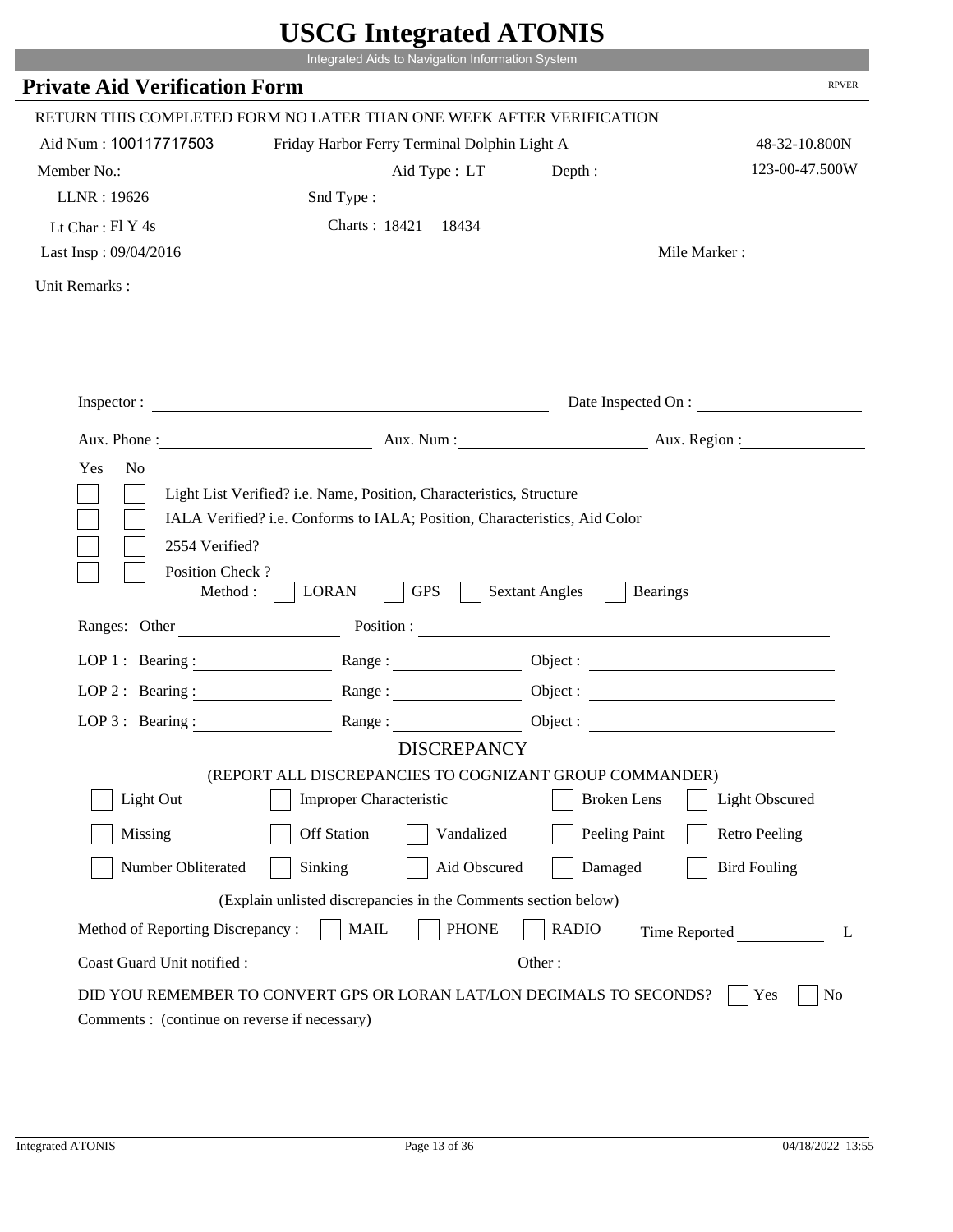# USCG Integrated ATONIS

Integrated Aids to Navigation Information System

## Private Aid Verification Form

RPVER

RETURN THIS COMPLETED FORM NO LATER THAN ONE WEEK AFTER VERIFICATION

Aid Num : 100117717503 — Friday Harbor Ferry Terminal Dolphin Light A — 48-32-10.800N

Member No.: — Aid Type : LT — Depth : — 123-00-47.500W

LLNR : 19626 — Snd Type :

Lt Char : Fl Y 4s — Charts : 18421 18434

Last Insp : 09/04/2016 — Mile Marker :

Unit Remarks :

---

Inspector : ____________ Date Inspected On : ____________

Aux. Phone : ____________ Aux. Num : ____________ Aux. Region : ____________

Yes No

- [ ] [ ] Light List Verified? i.e. Name, Position, Characteristics, Structure
- [ ] [ ] IALA Verified? i.e. Conforms to IALA; Position, Characteristics, Aid Color
- [ ] [ ] 2554 Verified?
- [ ] [ ] Position Check ?

Method : [ ] LORAN [ ] GPS [ ] Sextant Angles [ ] Bearings

Ranges: Other ____________ Position : ____________

LOP 1 : Bearing : ____________ Range : ____________ Object : ____________

LOP 2 : Bearing : ____________ Range : ____________ Object : ____________

LOP 3 : Bearing : ____________ Range : ____________ Object : ____________

### DISCREPANCY

(REPORT ALL DISCREPANCIES TO COGNIZANT GROUP COMMANDER)

- [ ] Light Out
- [ ] Improper Characteristic
- [ ] Broken Lens
- [ ] Light Obscured
- [ ] Missing
- [ ] Off Station
- [ ] Vandalized
- [ ] Peeling Paint
- [ ] Retro Peeling
- [ ] Number Obliterated
- [ ] Sinking
- [ ] Aid Obscured
- [ ] Damaged
- [ ] Bird Fouling

(Explain unlisted discrepancies in the Comments section below)

Method of Reporting Discrepancy : [ ] MAIL [ ] PHONE [ ] RADIO Time Reported ____________ L

Coast Guard Unit notified : ____________ Other : ____________

DID YOU REMEMBER TO CONVERT GPS OR LORAN LAT/LON DECIMALS TO SECONDS? [ ] Yes [ ] No

Comments : (continue on reverse if necessary)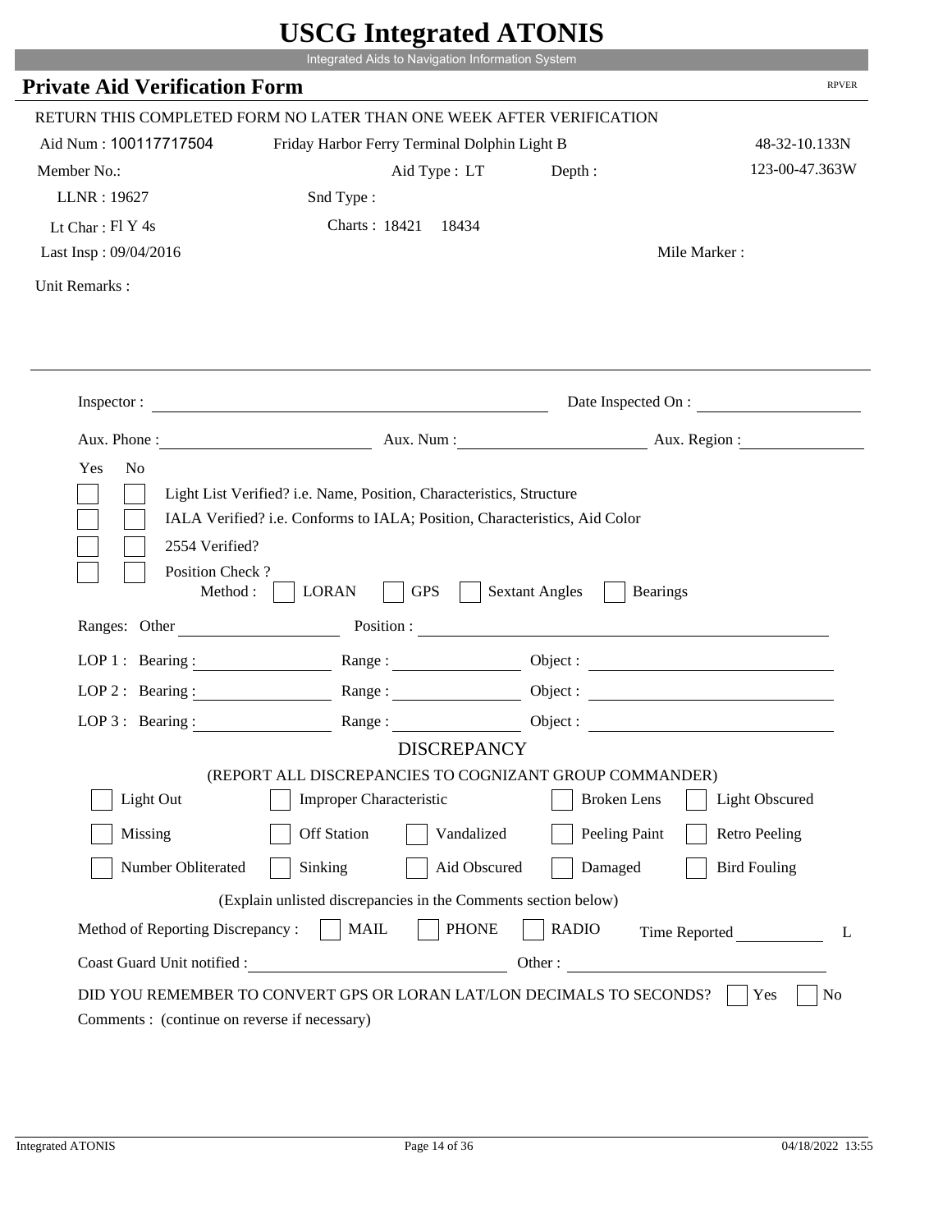# USCG Integrated ATONIS

Integrated Aids to Navigation Information System

## Private Aid Verification Form

RPVER

RETURN THIS COMPLETED FORM NO LATER THAN ONE WEEK AFTER VERIFICATION

Aid Num : 100117717504 Friday Harbor Ferry Terminal Dolphin Light B 48-32-10.133N

Member No.: Aid Type : LT Depth : 123-00-47.363W

LLNR : 19627 Snd Type :

Lt Char : Fl Y 4s Charts : 18421 18434

Last Insp : 09/04/2016 Mile Marker :

Unit Remarks :

---

Inspector : Date Inspected On :

Aux. Phone : Aux. Num : Aux. Region :

Yes No

- [ ] [ ] Light List Verified? i.e. Name, Position, Characteristics, Structure
- [ ] [ ] IALA Verified? i.e. Conforms to IALA; Position, Characteristics, Aid Color
- [ ] [ ] 2554 Verified?
- [ ] [ ] Position Check ?

Method : [ ] LORAN [ ] GPS [ ] Sextant Angles [ ] Bearings

Ranges: Other Position :

LOP 1 : Bearing : Range : Object :

LOP 2 : Bearing : Range : Object :

LOP 3 : Bearing : Range : Object :

### DISCREPANCY

(REPORT ALL DISCREPANCIES TO COGNIZANT GROUP COMMANDER)

- [ ] Light Out
- [ ] Improper Characteristic
- [ ] Broken Lens
- [ ] Light Obscured
- [ ] Missing
- [ ] Off Station
- [ ] Vandalized
- [ ] Peeling Paint
- [ ] Retro Peeling
- [ ] Number Obliterated
- [ ] Sinking
- [ ] Aid Obscured
- [ ] Damaged
- [ ] Bird Fouling

(Explain unlisted discrepancies in the Comments section below)

Method of Reporting Discrepancy : [ ] MAIL [ ] PHONE [ ] RADIO Time Reported L

Coast Guard Unit notified : Other :

DID YOU REMEMBER TO CONVERT GPS OR LORAN LAT/LON DECIMALS TO SECONDS? [ ] Yes [ ] No

Comments : (continue on reverse if necessary)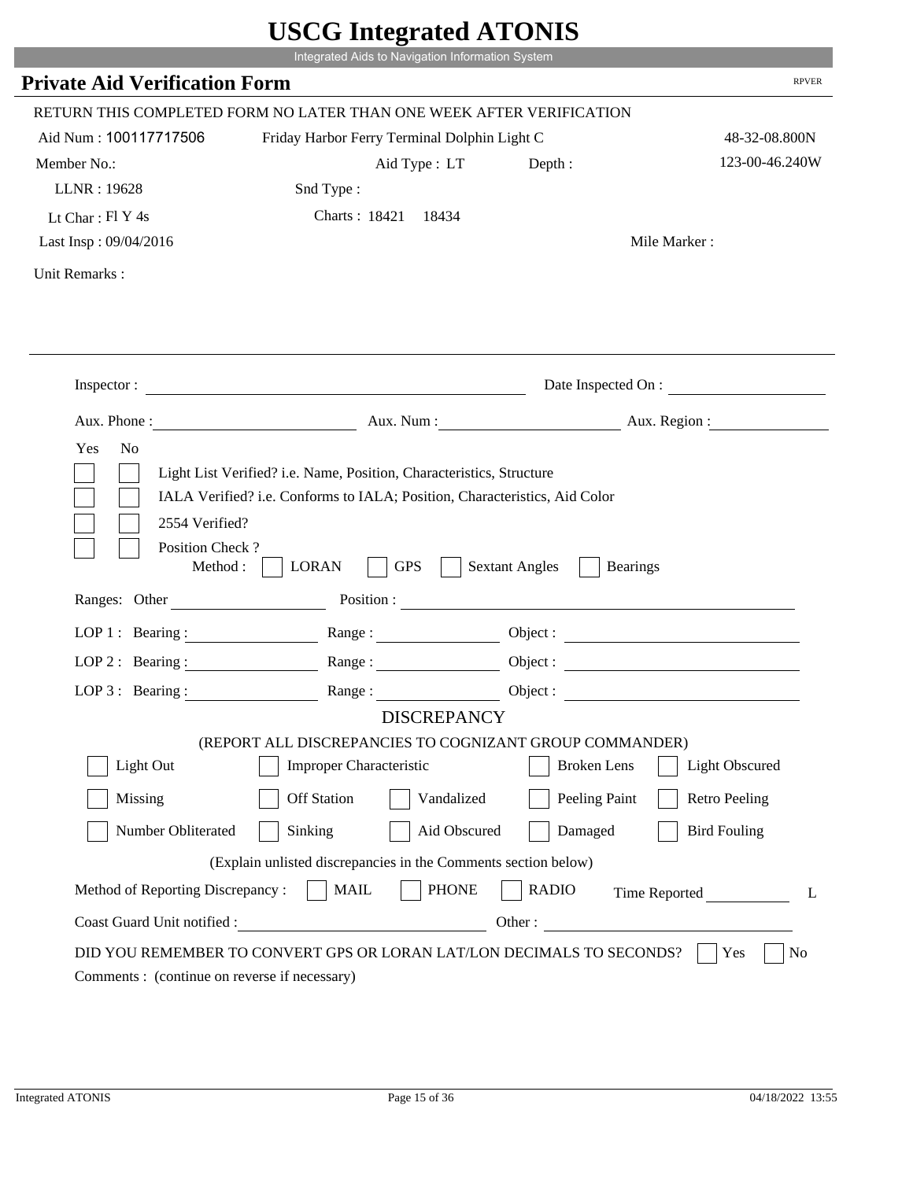# USCG Integrated ATONIS

Integrated Aids to Navigation Information System

## Private Aid Verification Form

RPVER

RETURN THIS COMPLETED FORM NO LATER THAN ONE WEEK AFTER VERIFICATION

Aid Num : 100117717506    Friday Harbor Ferry Terminal Dolphin Light C    48-32-08.800N

Member No.:    Aid Type : LT    Depth :    123-00-46.240W

LLNR : 19628    Snd Type :

Lt Char : Fl Y 4s    Charts : 18421  18434

Last Insp : 09/04/2016    Mile Marker :

Unit Remarks :

---

Inspector : ______________________    Date Inspected On : ______________

Aux. Phone : ______________    Aux. Num : ______________    Aux. Region : ______________

Yes  No

[ ] [ ] Light List Verified? i.e. Name, Position, Characteristics, Structure

[ ] [ ] IALA Verified? i.e. Conforms to IALA; Position, Characteristics, Aid Color

[ ] [ ] 2554 Verified?

[ ] [ ] Position Check ?

Method : [ ] LORAN [ ] GPS [ ] Sextant Angles [ ] Bearings

Ranges: Other ______________    Position : ______________

LOP 1 : Bearing : ______________    Range : ______________    Object : ______________

LOP 2 : Bearing : ______________    Range : ______________    Object : ______________

LOP 3 : Bearing : ______________    Range : ______________    Object : ______________

### DISCREPANCY

(REPORT ALL DISCREPANCIES TO COGNIZANT GROUP COMMANDER)

[ ] Light Out    [ ] Improper Characteristic    [ ] Broken Lens    [ ] Light Obscured

[ ] Missing    [ ] Off Station    [ ] Vandalized    [ ] Peeling Paint    [ ] Retro Peeling

[ ] Number Obliterated    [ ] Sinking    [ ] Aid Obscured    [ ] Damaged    [ ] Bird Fouling

(Explain unlisted discrepancies in the Comments section below)

Method of Reporting Discrepancy : [ ] MAIL [ ] PHONE [ ] RADIO    Time Reported ______________ L

Coast Guard Unit notified : ______________    Other : ______________

DID YOU REMEMBER TO CONVERT GPS OR LORAN LAT/LON DECIMALS TO SECONDS? [ ] Yes [ ] No

Comments : (continue on reverse if necessary)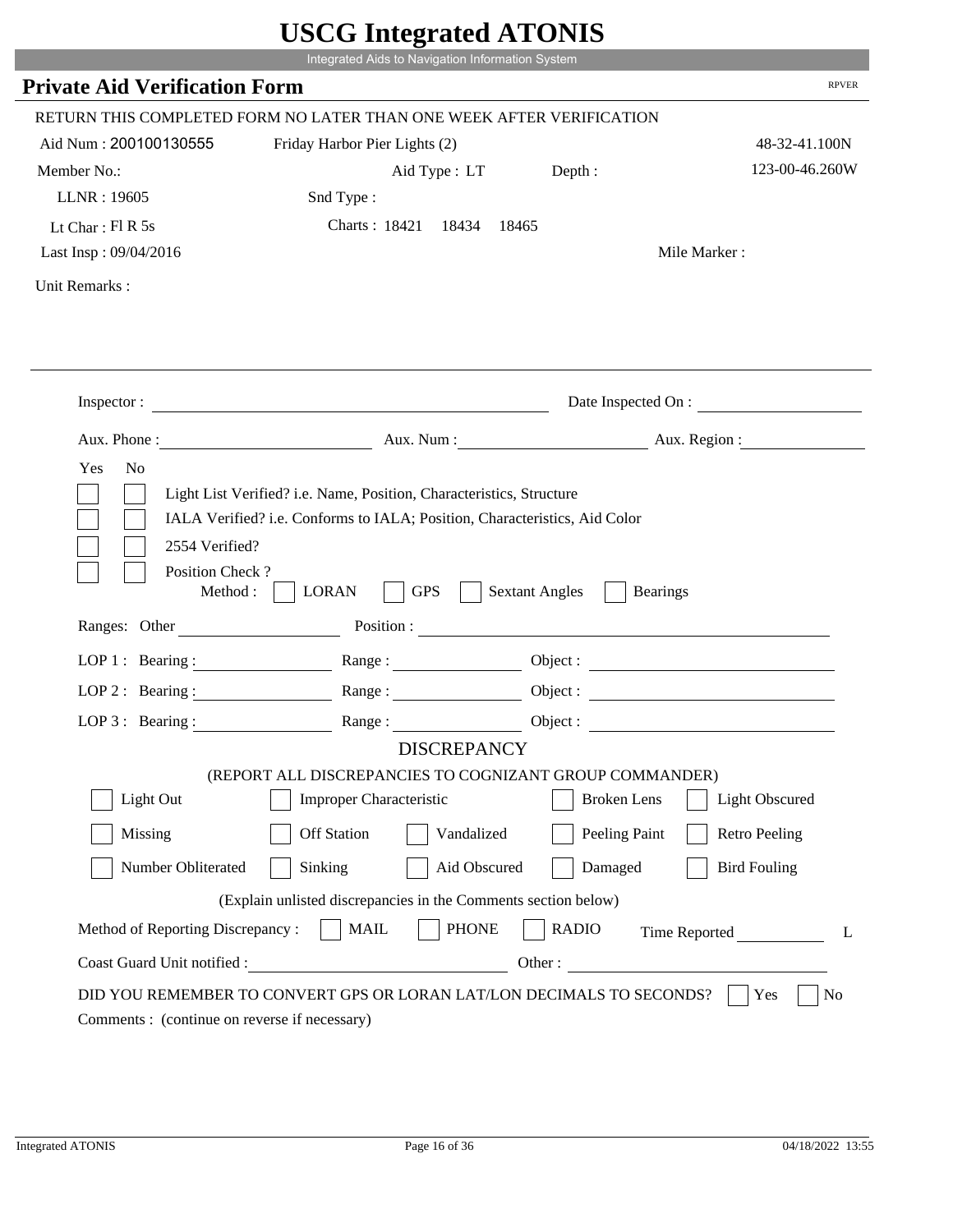# USCG Integrated ATONIS

Integrated Aids to Navigation Information System

## Private Aid Verification Form

RPVER

RETURN THIS COMPLETED FORM NO LATER THAN ONE WEEK AFTER VERIFICATION

Aid Num : 200100130555 Friday Harbor Pier Lights (2) 48-32-41.100N

Member No.: Aid Type : LT Depth : 123-00-46.260W

LLNR : 19605 Snd Type :

Lt Char : Fl R 5s Charts : 18421 18434 18465

Last Insp : 09/04/2016 Mile Marker :

Unit Remarks :

Inspector : Date Inspected On :

Aux. Phone : Aux. Num : Aux. Region :

Yes No

- [ ] [ ] Light List Verified? i.e. Name, Position, Characteristics, Structure
- [ ] [ ] IALA Verified? i.e. Conforms to IALA; Position, Characteristics, Aid Color
- [ ] [ ] 2554 Verified?
- [ ] [ ] Position Check ?

Method : [ ] LORAN [ ] GPS [ ] Sextant Angles [ ] Bearings

Ranges: Other Position :

LOP 1 : Bearing : Range : Object :

LOP 2 : Bearing : Range : Object :

LOP 3 : Bearing : Range : Object :

### DISCREPANCY

(REPORT ALL DISCREPANCIES TO COGNIZANT GROUP COMMANDER)

- [ ] Light Out
- [ ] Improper Characteristic
- [ ] Broken Lens
- [ ] Light Obscured
- [ ] Missing
- [ ] Off Station
- [ ] Vandalized
- [ ] Peeling Paint
- [ ] Retro Peeling
- [ ] Number Obliterated
- [ ] Sinking
- [ ] Aid Obscured
- [ ] Damaged
- [ ] Bird Fouling

(Explain unlisted discrepancies in the Comments section below)

Method of Reporting Discrepancy : [ ] MAIL [ ] PHONE [ ] RADIO Time Reported L

Coast Guard Unit notified : Other :

DID YOU REMEMBER TO CONVERT GPS OR LORAN LAT/LON DECIMALS TO SECONDS? [ ] Yes [ ] No

Comments : (continue on reverse if necessary)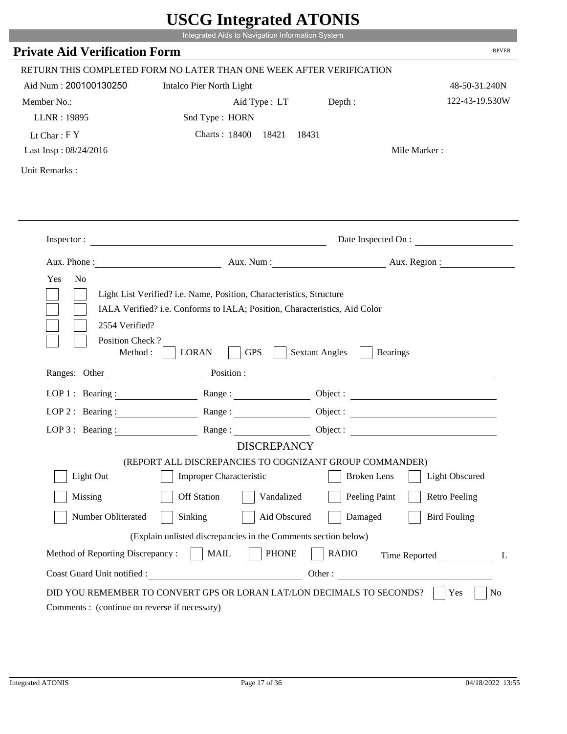# USCG Integrated ATONIS

Integrated Aids to Navigation Information System

## Private Aid Verification Form

RPVER

RETURN THIS COMPLETED FORM NO LATER THAN ONE WEEK AFTER VERIFICATION

Aid Num : 200100130250    Intalco Pier North Light    48-50-31.240N

Member No.:    Aid Type : LT    Depth :    122-43-19.530W

LLNR : 19895    Snd Type : HORN

Lt Char : F Y    Charts : 18400  18421  18431

Last Insp : 08/24/2016    Mile Marker :

Unit Remarks :

---

Inspector : ______________________    Date Inspected On : ______________

Aux. Phone : ______________    Aux. Num : ______________    Aux. Region : ______________

Yes  No

- [ ] [ ] Light List Verified? i.e. Name, Position, Characteristics, Structure
- [ ] [ ] IALA Verified? i.e. Conforms to IALA; Position, Characteristics, Aid Color
- [ ] [ ] 2554 Verified?
- [ ] [ ] Position Check ?

Method : [ ] LORAN [ ] GPS [ ] Sextant Angles [ ] Bearings

Ranges: Other ______________    Position : ______________________

LOP 1 : Bearing : ______________    Range : ______________    Object : ______________

LOP 2 : Bearing : ______________    Range : ______________    Object : ______________

LOP 3 : Bearing : ______________    Range : ______________    Object : ______________

### DISCREPANCY

(REPORT ALL DISCREPANCIES TO COGNIZANT GROUP COMMANDER)

| | | | | |
|---|---|---|---|---|
| [ ] Light Out | [ ] Improper Characteristic | | [ ] Broken Lens | [ ] Light Obscured |
| [ ] Missing | [ ] Off Station | [ ] Vandalized | [ ] Peeling Paint | [ ] Retro Peeling |
| [ ] Number Obliterated | [ ] Sinking | [ ] Aid Obscured | [ ] Damaged | [ ] Bird Fouling |

(Explain unlisted discrepancies in the Comments section below)

Method of Reporting Discrepancy : [ ] MAIL [ ] PHONE [ ] RADIO    Time Reported ______________ L

Coast Guard Unit notified : ______________________    Other : ______________________

DID YOU REMEMBER TO CONVERT GPS OR LORAN LAT/LON DECIMALS TO SECONDS? [ ] Yes [ ] No

Comments : (continue on reverse if necessary)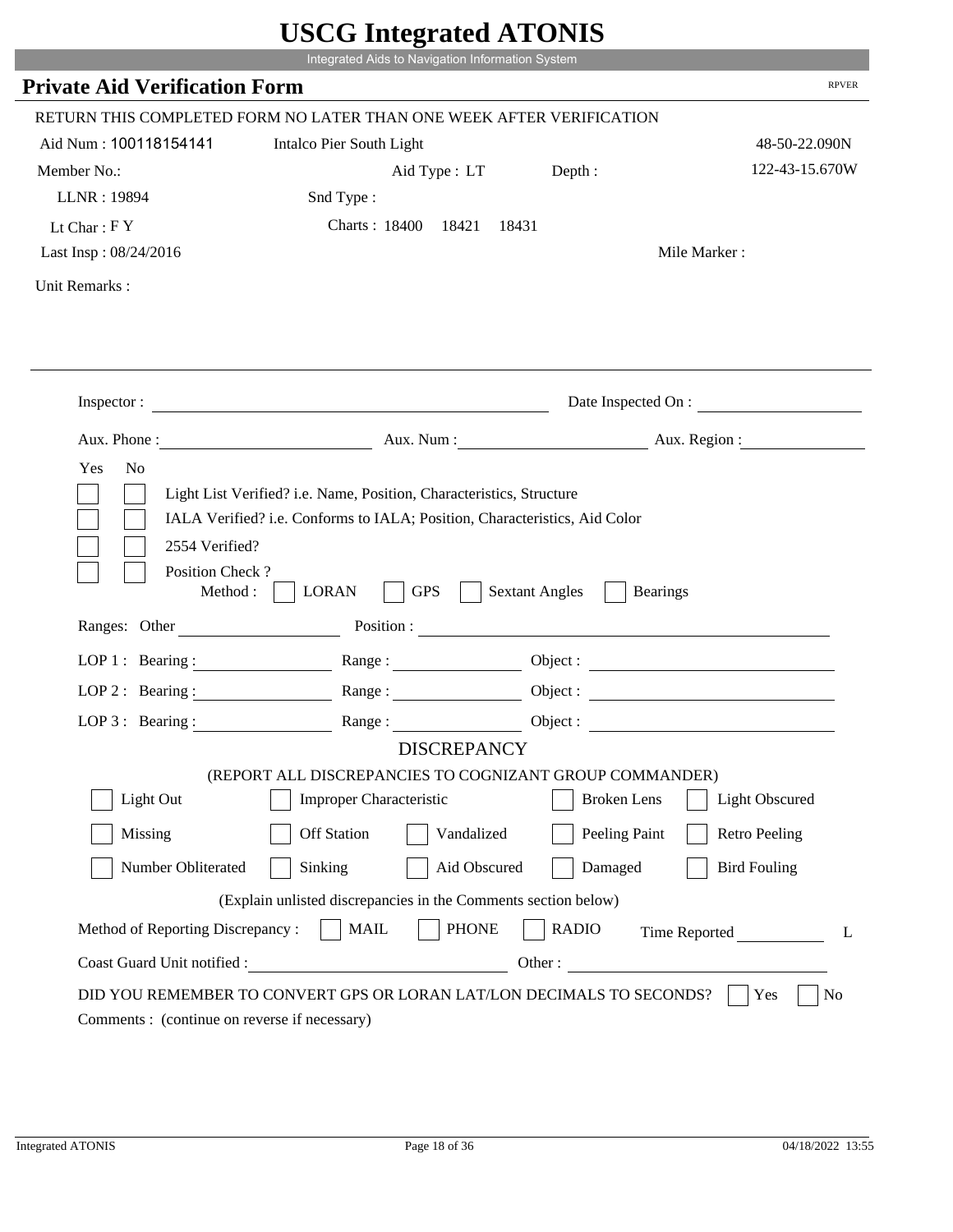# USCG Integrated ATONIS

Integrated Aids to Navigation Information System

## Private Aid Verification Form

RPVER

RETURN THIS COMPLETED FORM NO LATER THAN ONE WEEK AFTER VERIFICATION

Aid Num : 100118154141 Intalco Pier South Light 48-50-22.090N

Member No.: Aid Type : LT Depth : 122-43-15.670W

LLNR : 19894 Snd Type :

Lt Char : F Y Charts : 18400 18421 18431

Last Insp : 08/24/2016 Mile Marker :

Unit Remarks :

Inspector : Date Inspected On :

Aux. Phone : Aux. Num : Aux. Region :

Yes No

- [ ] [ ] Light List Verified? i.e. Name, Position, Characteristics, Structure
- [ ] [ ] IALA Verified? i.e. Conforms to IALA; Position, Characteristics, Aid Color
- [ ] [ ] 2554 Verified?
- [ ] [ ] Position Check ?

Method : [ ] LORAN [ ] GPS [ ] Sextant Angles [ ] Bearings

Ranges: Other Position :

LOP 1 : Bearing : Range : Object :

LOP 2 : Bearing : Range : Object :

LOP 3 : Bearing : Range : Object :

### DISCREPANCY

(REPORT ALL DISCREPANCIES TO COGNIZANT GROUP COMMANDER)

- [ ] Light Out [ ] Improper Characteristic [ ] Broken Lens [ ] Light Obscured
- [ ] Missing [ ] Off Station [ ] Vandalized [ ] Peeling Paint [ ] Retro Peeling
- [ ] Number Obliterated [ ] Sinking [ ] Aid Obscured [ ] Damaged [ ] Bird Fouling

(Explain unlisted discrepancies in the Comments section below)

Method of Reporting Discrepancy : [ ] MAIL [ ] PHONE [ ] RADIO Time Reported L

Coast Guard Unit notified : Other :

DID YOU REMEMBER TO CONVERT GPS OR LORAN LAT/LON DECIMALS TO SECONDS? [ ] Yes [ ] No

Comments : (continue on reverse if necessary)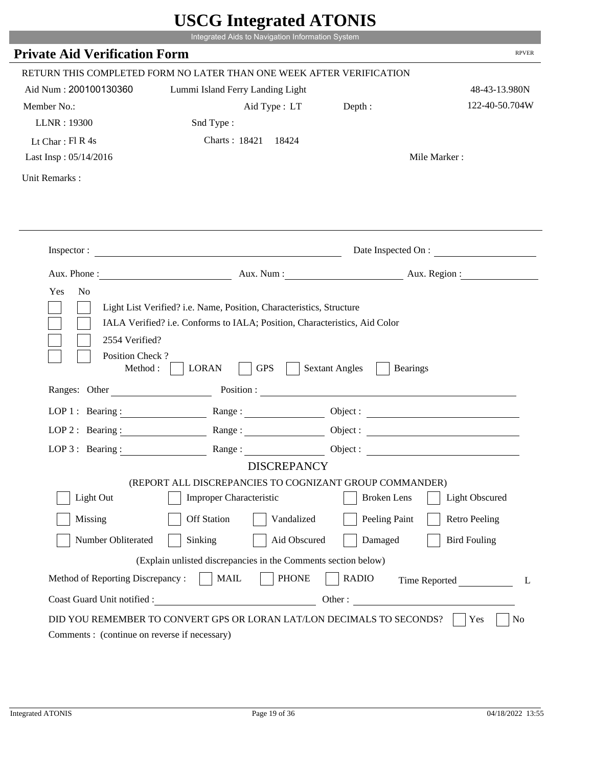# USCG Integrated ATONIS

Integrated Aids to Navigation Information System

## Private Aid Verification Form

RPVER

RETURN THIS COMPLETED FORM NO LATER THAN ONE WEEK AFTER VERIFICATION

Aid Num : 200100130360 Lummi Island Ferry Landing Light 48-43-13.980N

Member No.: Aid Type : LT Depth : 122-40-50.704W

LLNR : 19300 Snd Type :

Lt Char : Fl R 4s Charts : 18421 18424

Last Insp : 05/14/2016 Mile Marker :

Unit Remarks :

---

Inspector : Date Inspected On :

Aux. Phone : Aux. Num : Aux. Region :

Yes No

- [ ] [ ] Light List Verified? i.e. Name, Position, Characteristics, Structure
- [ ] [ ] IALA Verified? i.e. Conforms to IALA; Position, Characteristics, Aid Color
- [ ] [ ] 2554 Verified?
- [ ] [ ] Position Check ?

Method : [ ] LORAN [ ] GPS [ ] Sextant Angles [ ] Bearings

Ranges: Other Position :

LOP 1 : Bearing : Range : Object :

LOP 2 : Bearing : Range : Object :

LOP 3 : Bearing : Range : Object :

### DISCREPANCY

(REPORT ALL DISCREPANCIES TO COGNIZANT GROUP COMMANDER)

| | | | | |
|---|---|---|---|---|
| [ ] Light Out | [ ] Improper Characteristic | | [ ] Broken Lens | [ ] Light Obscured |
| [ ] Missing | [ ] Off Station | [ ] Vandalized | [ ] Peeling Paint | [ ] Retro Peeling |
| [ ] Number Obliterated | [ ] Sinking | [ ] Aid Obscured | [ ] Damaged | [ ] Bird Fouling |

(Explain unlisted discrepancies in the Comments section below)

Method of Reporting Discrepancy : [ ] MAIL [ ] PHONE [ ] RADIO Time Reported L

Coast Guard Unit notified : Other :

DID YOU REMEMBER TO CONVERT GPS OR LORAN LAT/LON DECIMALS TO SECONDS? [ ] Yes [ ] No

Comments : (continue on reverse if necessary)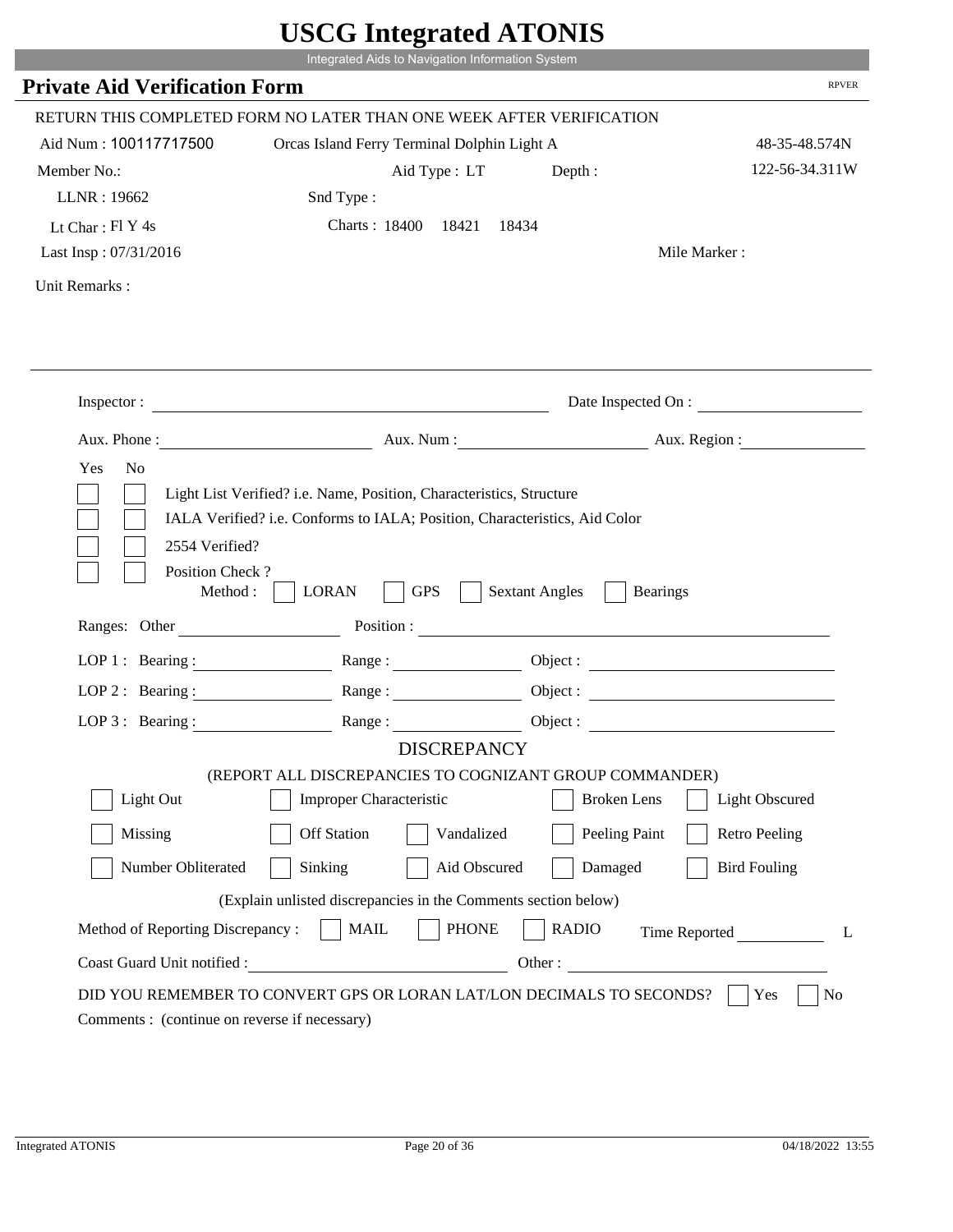# USCG Integrated ATONIS

Integrated Aids to Navigation Information System

## Private Aid Verification Form

RPVER

RETURN THIS COMPLETED FORM NO LATER THAN ONE WEEK AFTER VERIFICATION

Aid Num : 100117717500 &nbsp;&nbsp; Orcas Island Ferry Terminal Dolphin Light A &nbsp;&nbsp; 48-35-48.574N

Member No.: &nbsp;&nbsp; Aid Type : LT &nbsp;&nbsp; Depth : &nbsp;&nbsp; 122-56-34.311W

LLNR : 19662 &nbsp;&nbsp; Snd Type :

Lt Char : Fl Y 4s &nbsp;&nbsp; Charts : 18400 18421 18434

Last Insp : 07/31/2016 &nbsp;&nbsp; Mile Marker :

Unit Remarks :

Inspector : ______________________ Date Inspected On : ______________

Aux. Phone : ______________ Aux. Num : ______________ Aux. Region : ______________

Yes No

- [ ] [ ] Light List Verified? i.e. Name, Position, Characteristics, Structure
- [ ] [ ] IALA Verified? i.e. Conforms to IALA; Position, Characteristics, Aid Color
- [ ] [ ] 2554 Verified?
- [ ] [ ] Position Check ?

Method : [ ] LORAN [ ] GPS [ ] Sextant Angles [ ] Bearings

Ranges: Other ______________ Position : ______________

LOP 1 : Bearing : ______________ Range : ______________ Object : ______________

LOP 2 : Bearing : ______________ Range : ______________ Object : ______________

LOP 3 : Bearing : ______________ Range : ______________ Object : ______________

### DISCREPANCY

(REPORT ALL DISCREPANCIES TO COGNIZANT GROUP COMMANDER)

| | | | | |
|---|---|---|---|---|
| [ ] Light Out | [ ] Improper Characteristic | | [ ] Broken Lens | [ ] Light Obscured |
| [ ] Missing | [ ] Off Station | [ ] Vandalized | [ ] Peeling Paint | [ ] Retro Peeling |
| [ ] Number Obliterated | [ ] Sinking | [ ] Aid Obscured | [ ] Damaged | [ ] Bird Fouling |

(Explain unlisted discrepancies in the Comments section below)

Method of Reporting Discrepancy : [ ] MAIL [ ] PHONE [ ] RADIO &nbsp;&nbsp; Time Reported ______ L

Coast Guard Unit notified : ______________ Other : ______________

DID YOU REMEMBER TO CONVERT GPS OR LORAN LAT/LON DECIMALS TO SECONDS? [ ] Yes [ ] No

Comments : (continue on reverse if necessary)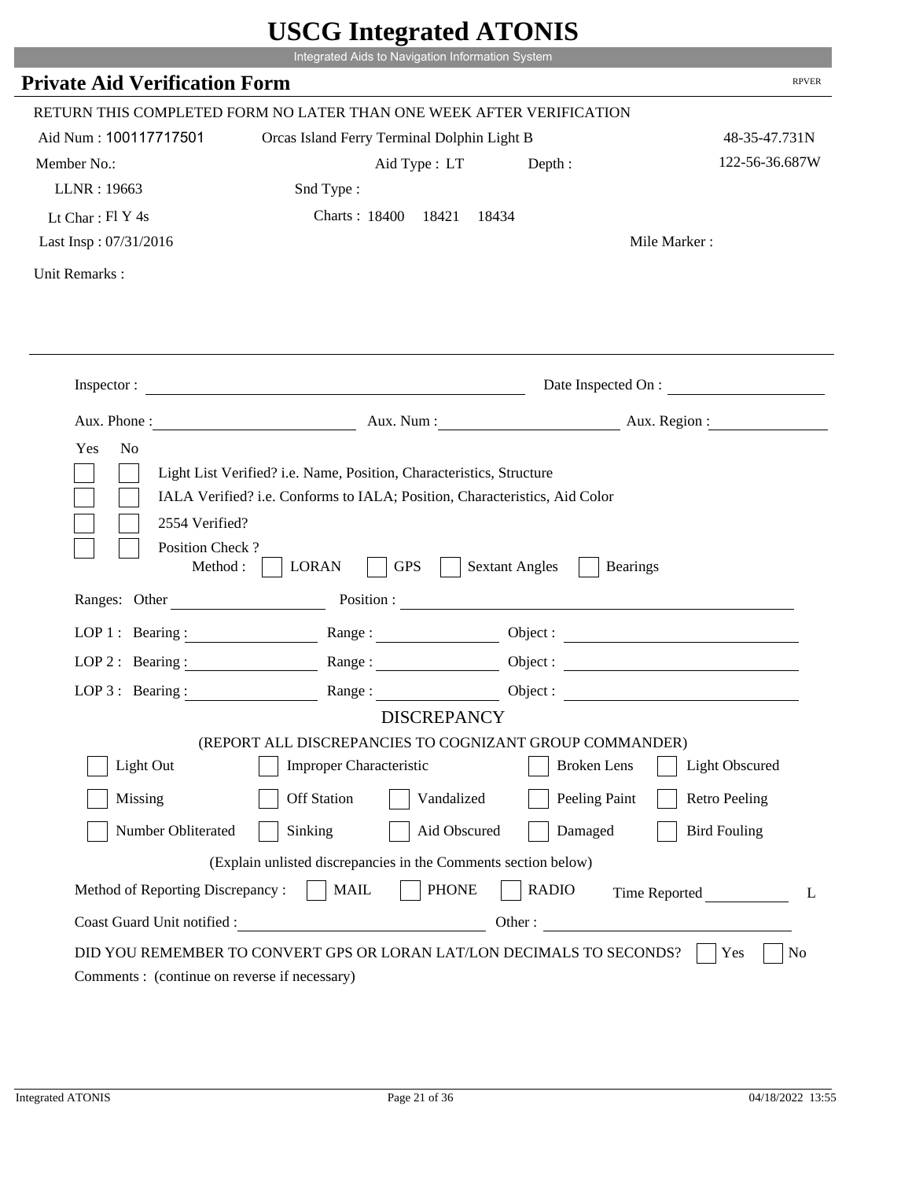# USCG Integrated ATONIS

Integrated Aids to Navigation Information System

## Private Aid Verification Form

RPVER

RETURN THIS COMPLETED FORM NO LATER THAN ONE WEEK AFTER VERIFICATION

Aid Num : 100117717501    Orcas Island Ferry Terminal Dolphin Light B    48-35-47.731N

Member No.:    Aid Type : LT    Depth :    122-56-36.687W

LLNR : 19663    Snd Type :

Lt Char : Fl Y 4s    Charts : 18400  18421  18434

Last Insp : 07/31/2016    Mile Marker :

Unit Remarks :

---

Inspector : ______________________    Date Inspected On : ______________

Aux. Phone : ______________    Aux. Num : ______________    Aux. Region : ______________

Yes  No

- [ ] [ ] Light List Verified? i.e. Name, Position, Characteristics, Structure
- [ ] [ ] IALA Verified? i.e. Conforms to IALA; Position, Characteristics, Aid Color
- [ ] [ ] 2554 Verified?
- [ ] [ ] Position Check ?

Method : [ ] LORAN  [ ] GPS  [ ] Sextant Angles  [ ] Bearings

Ranges: Other ______________    Position : ______________________

LOP 1 : Bearing : ______________  Range : ______________  Object : ______________

LOP 2 : Bearing : ______________  Range : ______________  Object : ______________

LOP 3 : Bearing : ______________  Range : ______________  Object : ______________

### DISCREPANCY

(REPORT ALL DISCREPANCIES TO COGNIZANT GROUP COMMANDER)

- [ ] Light Out  [ ] Improper Characteristic  [ ] Broken Lens  [ ] Light Obscured
- [ ] Missing  [ ] Off Station  [ ] Vandalized  [ ] Peeling Paint  [ ] Retro Peeling
- [ ] Number Obliterated  [ ] Sinking  [ ] Aid Obscured  [ ] Damaged  [ ] Bird Fouling

(Explain unlisted discrepancies in the Comments section below)

Method of Reporting Discrepancy : [ ] MAIL  [ ] PHONE  [ ] RADIO    Time Reported __________ L

Coast Guard Unit notified : ______________________    Other : ______________________

DID YOU REMEMBER TO CONVERT GPS OR LORAN LAT/LON DECIMALS TO SECONDS?  [ ] Yes  [ ] No

Comments : (continue on reverse if necessary)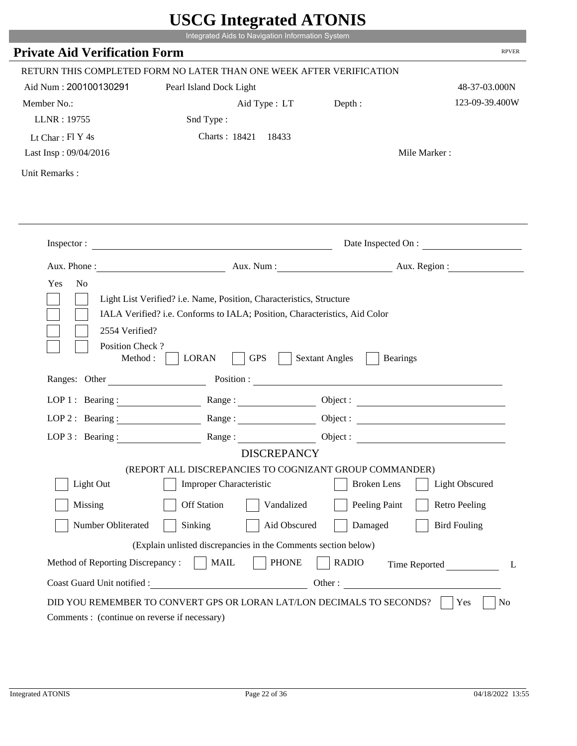# USCG Integrated ATONIS

Integrated Aids to Navigation Information System

## Private Aid Verification Form

RPVER

RETURN THIS COMPLETED FORM NO LATER THAN ONE WEEK AFTER VERIFICATION

Aid Num : 200100130291 Pearl Island Dock Light 48-37-03.000N

Member No.: Aid Type : LT Depth : 123-09-39.400W

LLNR : 19755 Snd Type :

Lt Char : Fl Y 4s Charts : 18421 18433

Last Insp : 09/04/2016 Mile Marker :

Unit Remarks :

Inspector : Date Inspected On :

Aux. Phone : Aux. Num : Aux. Region :

Yes No

- [ ] [ ] Light List Verified? i.e. Name, Position, Characteristics, Structure
- [ ] [ ] IALA Verified? i.e. Conforms to IALA; Position, Characteristics, Aid Color
- [ ] [ ] 2554 Verified?
- [ ] [ ] Position Check ?

Method : [ ] LORAN [ ] GPS [ ] Sextant Angles [ ] Bearings

Ranges: Other Position :

LOP 1 : Bearing : Range : Object :

LOP 2 : Bearing : Range : Object :

LOP 3 : Bearing : Range : Object :

### DISCREPANCY

(REPORT ALL DISCREPANCIES TO COGNIZANT GROUP COMMANDER)

- [ ] Light Out
- [ ] Improper Characteristic
- [ ] Broken Lens
- [ ] Light Obscured
- [ ] Missing
- [ ] Off Station
- [ ] Vandalized
- [ ] Peeling Paint
- [ ] Retro Peeling
- [ ] Number Obliterated
- [ ] Sinking
- [ ] Aid Obscured
- [ ] Damaged
- [ ] Bird Fouling

(Explain unlisted discrepancies in the Comments section below)

Method of Reporting Discrepancy : [ ] MAIL [ ] PHONE [ ] RADIO Time Reported L

Coast Guard Unit notified : Other :

DID YOU REMEMBER TO CONVERT GPS OR LORAN LAT/LON DECIMALS TO SECONDS? [ ] Yes [ ] No

Comments : (continue on reverse if necessary)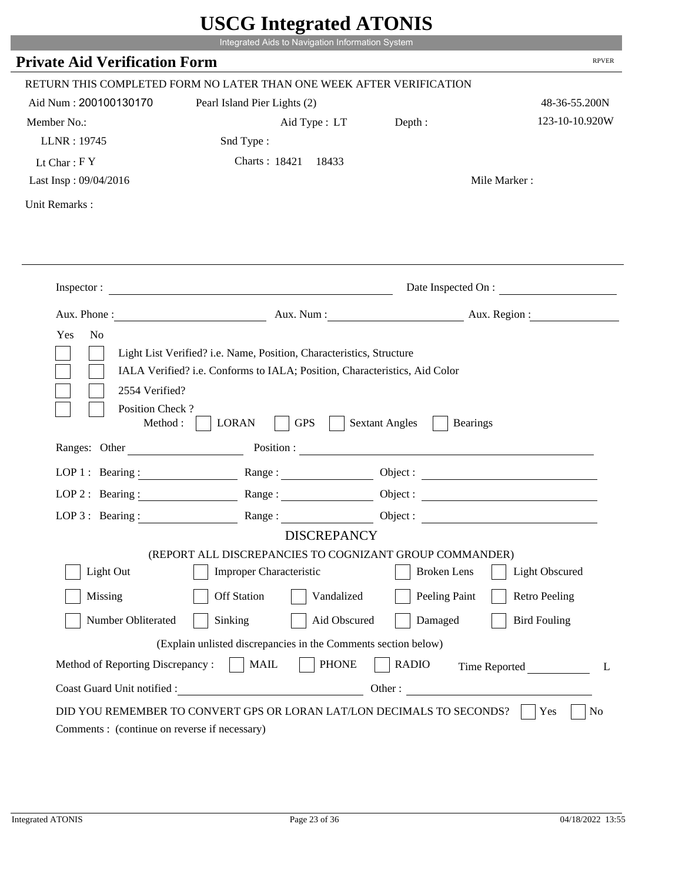# USCG Integrated ATONIS

Integrated Aids to Navigation Information System

## Private Aid Verification Form

RPVER

RETURN THIS COMPLETED FORM NO LATER THAN ONE WEEK AFTER VERIFICATION

Aid Num : 200100130170 Pearl Island Pier Lights (2) 48-36-55.200N

Member No.: Aid Type : LT Depth : 123-10-10.920W

LLNR : 19745 Snd Type :

Lt Char : F Y Charts : 18421 18433

Last Insp : 09/04/2016 Mile Marker :

Unit Remarks :

---

Inspector : ______________________ Date Inspected On : ______________

Aux. Phone : ______________ Aux. Num : ______________ Aux. Region : ______________

Yes No

- [ ] [ ] Light List Verified? i.e. Name, Position, Characteristics, Structure
- [ ] [ ] IALA Verified? i.e. Conforms to IALA; Position, Characteristics, Aid Color
- [ ] [ ] 2554 Verified?
- [ ] [ ] Position Check ?

Method : [ ] LORAN [ ] GPS [ ] Sextant Angles [ ] Bearings

Ranges: Other ______________ Position : ______________

LOP 1 : Bearing : ______________ Range : ______________ Object : ______________

LOP 2 : Bearing : ______________ Range : ______________ Object : ______________

LOP 3 : Bearing : ______________ Range : ______________ Object : ______________

### DISCREPANCY

(REPORT ALL DISCREPANCIES TO COGNIZANT GROUP COMMANDER)

- [ ] Light Out
- [ ] Improper Characteristic
- [ ] Broken Lens
- [ ] Light Obscured
- [ ] Missing
- [ ] Off Station
- [ ] Vandalized
- [ ] Peeling Paint
- [ ] Retro Peeling
- [ ] Number Obliterated
- [ ] Sinking
- [ ] Aid Obscured
- [ ] Damaged
- [ ] Bird Fouling

(Explain unlisted discrepancies in the Comments section below)

Method of Reporting Discrepancy : [ ] MAIL [ ] PHONE [ ] RADIO Time Reported ______________ L

Coast Guard Unit notified : ______________ Other : ______________

DID YOU REMEMBER TO CONVERT GPS OR LORAN LAT/LON DECIMALS TO SECONDS? [ ] Yes [ ] No

Comments : (continue on reverse if necessary)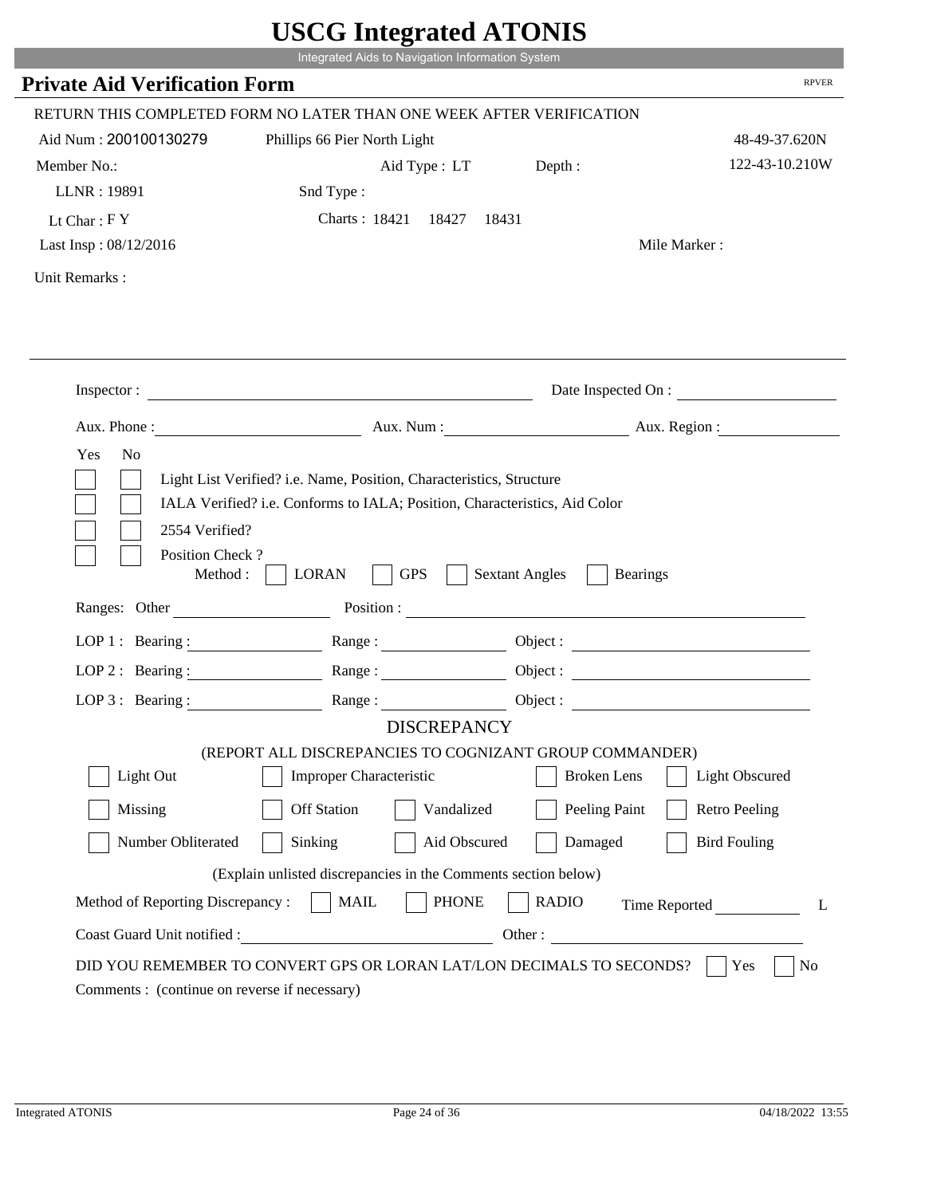# USCG Integrated ATONIS

Integrated Aids to Navigation Information System

## Private Aid Verification Form

RPVER

RETURN THIS COMPLETED FORM NO LATER THAN ONE WEEK AFTER VERIFICATION

Aid Num : 200100130279 &nbsp;&nbsp; Phillips 66 Pier North Light &nbsp;&nbsp; 48-49-37.620N

Member No.: &nbsp;&nbsp; Aid Type : LT &nbsp;&nbsp; Depth : &nbsp;&nbsp; 122-43-10.210W

LLNR : 19891 &nbsp;&nbsp; Snd Type :

Lt Char : F Y &nbsp;&nbsp; Charts : 18421 &nbsp; 18427 &nbsp; 18431

Last Insp : 08/12/2016 &nbsp;&nbsp; Mile Marker :

Unit Remarks :

---

Inspector : ______________________ Date Inspected On : ______________

Aux. Phone : ______________ Aux. Num : ______________ Aux. Region : ______________

Yes No

- [ ] [ ] Light List Verified? i.e. Name, Position, Characteristics, Structure
- [ ] [ ] IALA Verified? i.e. Conforms to IALA; Position, Characteristics, Aid Color
- [ ] [ ] 2554 Verified?
- [ ] [ ] Position Check ?

Method : [ ] LORAN [ ] GPS [ ] Sextant Angles [ ] Bearings

Ranges: Other ______________ Position : ______________________

LOP 1 : Bearing : ______________ Range : ______________ Object : ______________

LOP 2 : Bearing : ______________ Range : ______________ Object : ______________

LOP 3 : Bearing : ______________ Range : ______________ Object : ______________

### DISCREPANCY

(REPORT ALL DISCREPANCIES TO COGNIZANT GROUP COMMANDER)

- [ ] Light Out
- [ ] Improper Characteristic
- [ ] Broken Lens
- [ ] Light Obscured
- [ ] Missing
- [ ] Off Station
- [ ] Vandalized
- [ ] Peeling Paint
- [ ] Retro Peeling
- [ ] Number Obliterated
- [ ] Sinking
- [ ] Aid Obscured
- [ ] Damaged
- [ ] Bird Fouling

(Explain unlisted discrepancies in the Comments section below)

Method of Reporting Discrepancy : [ ] MAIL [ ] PHONE [ ] RADIO &nbsp;&nbsp; Time Reported __________ L

Coast Guard Unit notified : ______________________ Other : ______________________

DID YOU REMEMBER TO CONVERT GPS OR LORAN LAT/LON DECIMALS TO SECONDS? [ ] Yes [ ] No

Comments : (continue on reverse if necessary)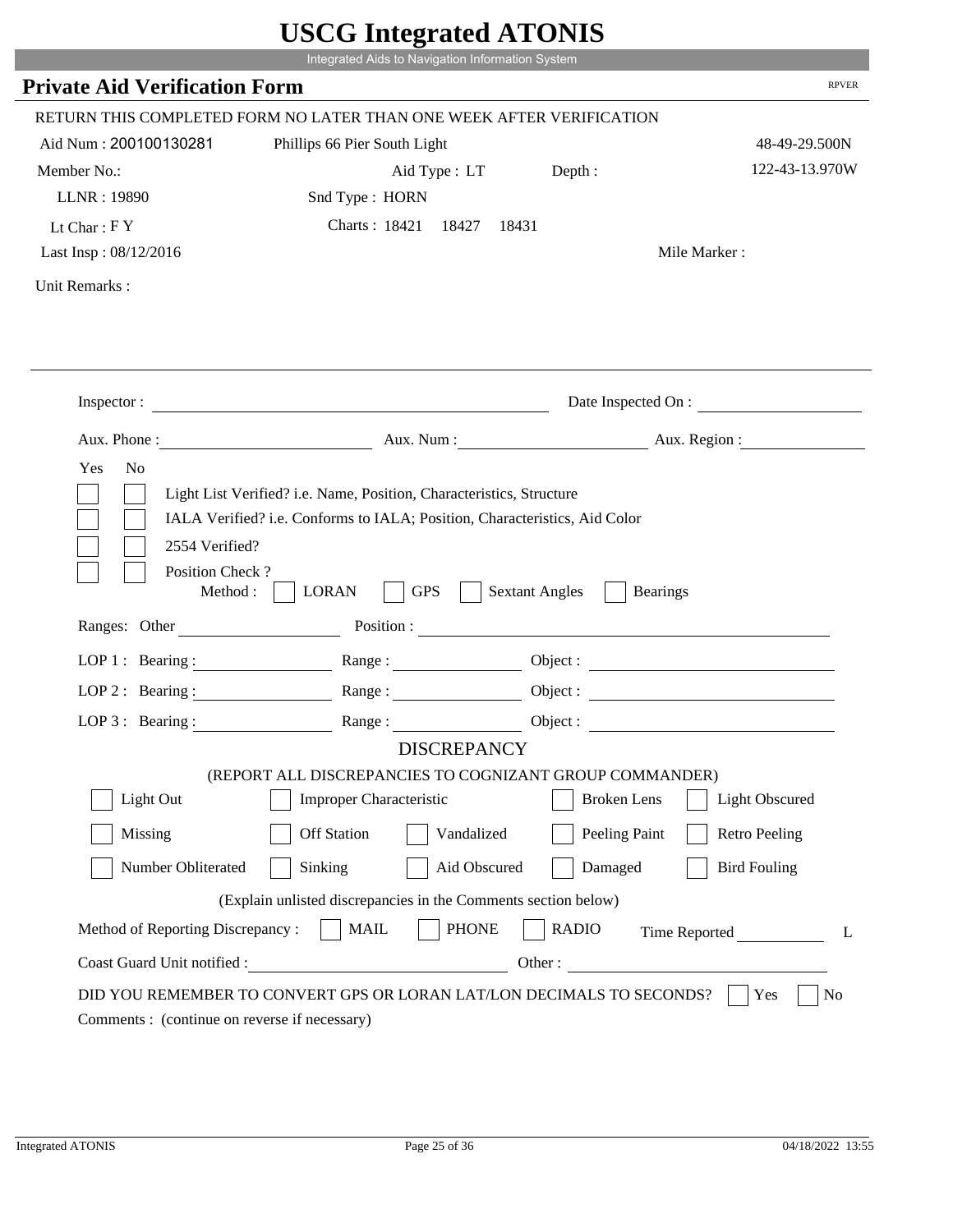# USCG Integrated ATONIS

Integrated Aids to Navigation Information System

## Private Aid Verification Form

RPVER

RETURN THIS COMPLETED FORM NO LATER THAN ONE WEEK AFTER VERIFICATION

Aid Num : 200100130281 Phillips 66 Pier South Light 48-49-29.500N

Member No.: Aid Type : LT Depth : 122-43-13.970W

LLNR : 19890 Snd Type : HORN

Lt Char : F Y Charts : 18421 18427 18431

Last Insp : 08/12/2016 Mile Marker :

Unit Remarks :

Inspector : Date Inspected On :

Aux. Phone : Aux. Num : Aux. Region :

Yes No

- Light List Verified? i.e. Name, Position, Characteristics, Structure
- IALA Verified? i.e. Conforms to IALA; Position, Characteristics, Aid Color
- 2554 Verified?
- Position Check ?

Method : LORAN GPS Sextant Angles Bearings

Ranges: Other Position :

LOP 1 : Bearing : Range : Object :

LOP 2 : Bearing : Range : Object :

LOP 3 : Bearing : Range : Object :

DISCREPANCY

(REPORT ALL DISCREPANCIES TO COGNIZANT GROUP COMMANDER)

Light Out | Improper Characteristic | Broken Lens | Light Obscured

Missing | Off Station | Vandalized | Peeling Paint | Retro Peeling

Number Obliterated | Sinking | Aid Obscured | Damaged | Bird Fouling

(Explain unlisted discrepancies in the Comments section below)

Method of Reporting Discrepancy : MAIL PHONE RADIO Time Reported L

Coast Guard Unit notified : Other :

DID YOU REMEMBER TO CONVERT GPS OR LORAN LAT/LON DECIMALS TO SECONDS? Yes No

Comments : (continue on reverse if necessary)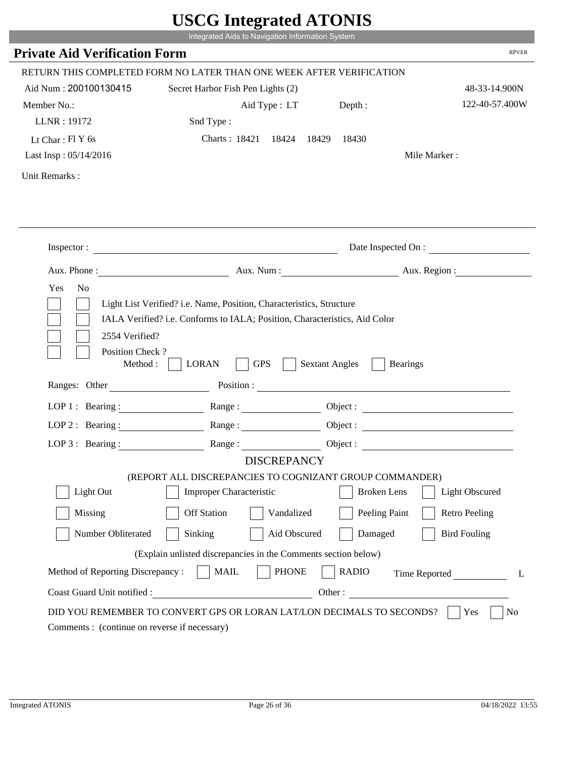# USCG Integrated ATONIS

Integrated Aids to Navigation Information System

## Private Aid Verification Form

RPVER

RETURN THIS COMPLETED FORM NO LATER THAN ONE WEEK AFTER VERIFICATION

Aid Num : 200100130415 — Secret Harbor Fish Pen Lights (2) — 48-33-14.900N

Member No.: — Aid Type : LT — Depth : — 122-40-57.400W

LLNR : 19172 — Snd Type :

Lt Char : Fl Y 6s — Charts : 18421 18424 18429 18430

Last Insp : 05/14/2016 — Mile Marker :

Unit Remarks :

---

Inspector : ______________________ Date Inspected On : ______________

Aux. Phone : ______________ Aux. Num : ______________ Aux. Region : ______________

Yes No

- [ ] [ ] Light List Verified? i.e. Name, Position, Characteristics, Structure
- [ ] [ ] IALA Verified? i.e. Conforms to IALA; Position, Characteristics, Aid Color
- [ ] [ ] 2554 Verified?
- [ ] [ ] Position Check ?

Method : [ ] LORAN [ ] GPS [ ] Sextant Angles [ ] Bearings

Ranges: Other ______________ Position : ______________

LOP 1 : Bearing : ______________ Range : ______________ Object : ______________

LOP 2 : Bearing : ______________ Range : ______________ Object : ______________

LOP 3 : Bearing : ______________ Range : ______________ Object : ______________

### DISCREPANCY

(REPORT ALL DISCREPANCIES TO COGNIZANT GROUP COMMANDER)

- [ ] Light Out
- [ ] Improper Characteristic
- [ ] Broken Lens
- [ ] Light Obscured
- [ ] Missing
- [ ] Off Station
- [ ] Vandalized
- [ ] Peeling Paint
- [ ] Retro Peeling
- [ ] Number Obliterated
- [ ] Sinking
- [ ] Aid Obscured
- [ ] Damaged
- [ ] Bird Fouling

(Explain unlisted discrepancies in the Comments section below)

Method of Reporting Discrepancy : [ ] MAIL [ ] PHONE [ ] RADIO Time Reported ______________ L

Coast Guard Unit notified : ______________ Other : ______________

DID YOU REMEMBER TO CONVERT GPS OR LORAN LAT/LON DECIMALS TO SECONDS? [ ] Yes [ ] No

Comments : (continue on reverse if necessary)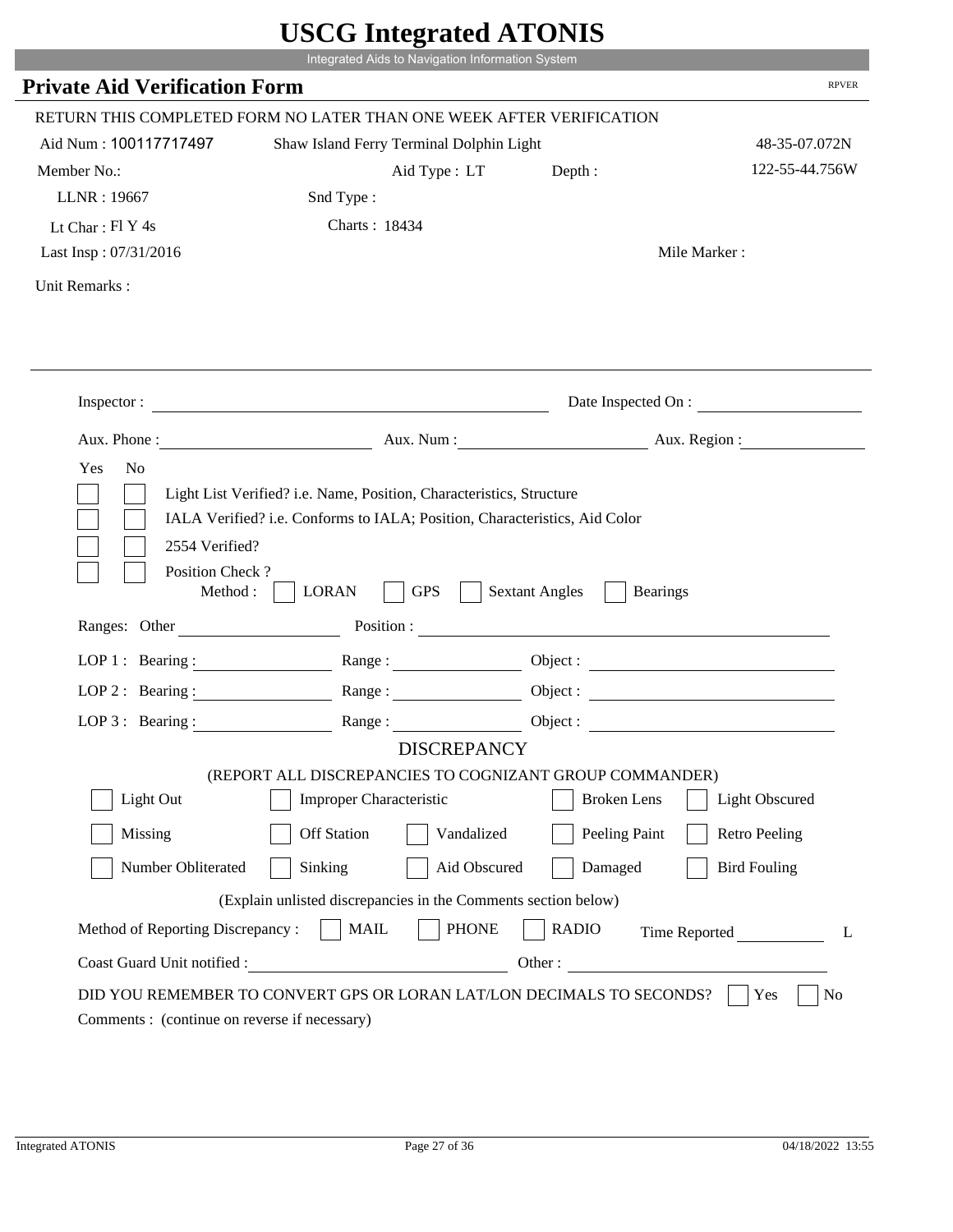# USCG Integrated ATONIS

Integrated Aids to Navigation Information System

## Private Aid Verification Form

RPVER

RETURN THIS COMPLETED FORM NO LATER THAN ONE WEEK AFTER VERIFICATION

Aid Num : 100117717497 Shaw Island Ferry Terminal Dolphin Light 48-35-07.072N

Member No.: Aid Type : LT Depth : 122-55-44.756W

LLNR : 19667 Snd Type :

Lt Char : Fl Y 4s Charts : 18434

Last Insp : 07/31/2016 Mile Marker :

Unit Remarks :

Inspector : Date Inspected On :

Aux. Phone : Aux. Num : Aux. Region :

Yes No

- [ ] [ ] Light List Verified? i.e. Name, Position, Characteristics, Structure
- [ ] [ ] IALA Verified? i.e. Conforms to IALA; Position, Characteristics, Aid Color
- [ ] [ ] 2554 Verified?
- [ ] [ ] Position Check ?

Method : [ ] LORAN [ ] GPS [ ] Sextant Angles [ ] Bearings

Ranges: Other Position :

LOP 1 : Bearing : Range : Object :

LOP 2 : Bearing : Range : Object :

LOP 3 : Bearing : Range : Object :

### DISCREPANCY

(REPORT ALL DISCREPANCIES TO COGNIZANT GROUP COMMANDER)

- [ ] Light Out
- [ ] Improper Characteristic
- [ ] Broken Lens
- [ ] Light Obscured
- [ ] Missing
- [ ] Off Station
- [ ] Vandalized
- [ ] Peeling Paint
- [ ] Retro Peeling
- [ ] Number Obliterated
- [ ] Sinking
- [ ] Aid Obscured
- [ ] Damaged
- [ ] Bird Fouling

(Explain unlisted discrepancies in the Comments section below)

Method of Reporting Discrepancy : [ ] MAIL [ ] PHONE [ ] RADIO Time Reported L

Coast Guard Unit notified : Other :

DID YOU REMEMBER TO CONVERT GPS OR LORAN LAT/LON DECIMALS TO SECONDS? [ ] Yes [ ] No

Comments : (continue on reverse if necessary)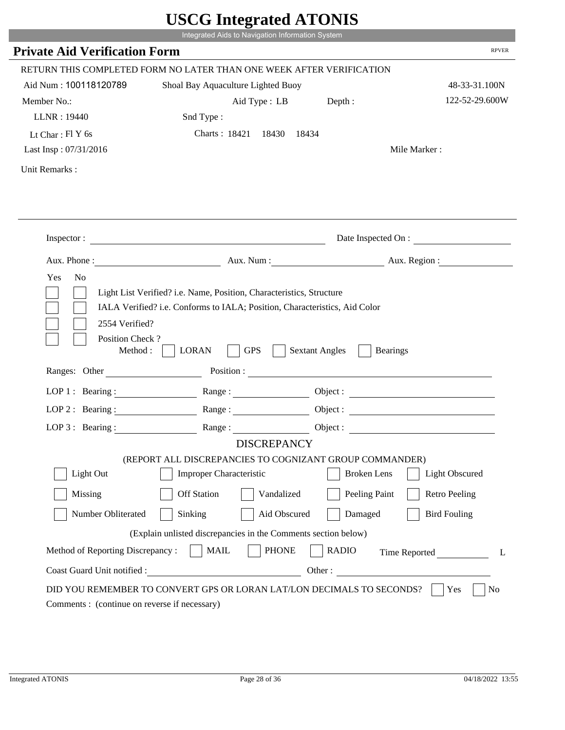# USCG Integrated ATONIS

Integrated Aids to Navigation Information System

## Private Aid Verification Form

RPVER

RETURN THIS COMPLETED FORM NO LATER THAN ONE WEEK AFTER VERIFICATION

Aid Num : 100118120789 Shoal Bay Aquaculture Lighted Buoy 48-33-31.100N

Member No.: Aid Type : LB Depth : 122-52-29.600W

LLNR : 19440 Snd Type :

Lt Char : Fl Y 6s Charts : 18421 18430 18434

Last Insp : 07/31/2016 Mile Marker :

Unit Remarks :

Inspector : Date Inspected On :

Aux. Phone : Aux. Num : Aux. Region :

Yes No

- [ ] [ ] Light List Verified? i.e. Name, Position, Characteristics, Structure
- [ ] [ ] IALA Verified? i.e. Conforms to IALA; Position, Characteristics, Aid Color
- [ ] [ ] 2554 Verified?
- [ ] [ ] Position Check ?

Method : [ ] LORAN [ ] GPS [ ] Sextant Angles [ ] Bearings

Ranges: Other Position :

LOP 1 : Bearing : Range : Object :

LOP 2 : Bearing : Range : Object :

LOP 3 : Bearing : Range : Object :

### DISCREPANCY

(REPORT ALL DISCREPANCIES TO COGNIZANT GROUP COMMANDER)

- [ ] Light Out
- [ ] Improper Characteristic
- [ ] Broken Lens
- [ ] Light Obscured
- [ ] Missing
- [ ] Off Station
- [ ] Vandalized
- [ ] Peeling Paint
- [ ] Retro Peeling
- [ ] Number Obliterated
- [ ] Sinking
- [ ] Aid Obscured
- [ ] Damaged
- [ ] Bird Fouling

(Explain unlisted discrepancies in the Comments section below)

Method of Reporting Discrepancy : [ ] MAIL [ ] PHONE [ ] RADIO Time Reported L

Coast Guard Unit notified : Other :

DID YOU REMEMBER TO CONVERT GPS OR LORAN LAT/LON DECIMALS TO SECONDS? [ ] Yes [ ] No

Comments : (continue on reverse if necessary)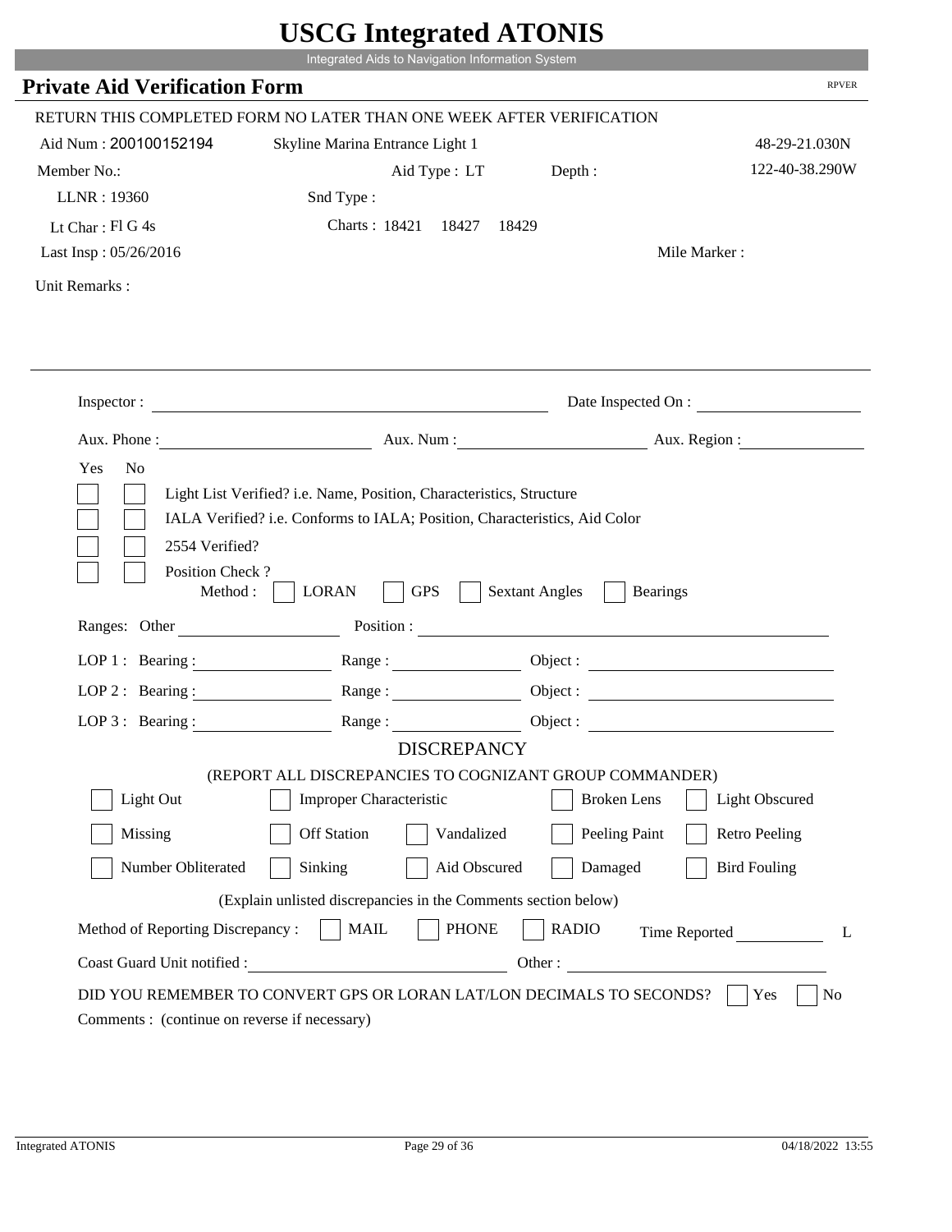# USCG Integrated ATONIS

Integrated Aids to Navigation Information System

## Private Aid Verification Form

RPVER

RETURN THIS COMPLETED FORM NO LATER THAN ONE WEEK AFTER VERIFICATION

Aid Num : 200100152194    Skyline Marina Entrance Light 1    48-29-21.030N

Member No.:    Aid Type : LT    Depth :    122-40-38.290W

LLNR : 19360    Snd Type :

Lt Char : Fl G 4s    Charts : 18421  18427  18429

Last Insp : 05/26/2016    Mile Marker :

Unit Remarks :

---

Inspector :    Date Inspected On :

Aux. Phone :    Aux. Num :    Aux. Region :

Yes  No

- [ ] [ ] Light List Verified? i.e. Name, Position, Characteristics, Structure
- [ ] [ ] IALA Verified? i.e. Conforms to IALA; Position, Characteristics, Aid Color
- [ ] [ ] 2554 Verified?
- [ ] [ ] Position Check ?

Method : [ ] LORAN [ ] GPS [ ] Sextant Angles [ ] Bearings

Ranges: Other    Position :

LOP 1 : Bearing :    Range :    Object :

LOP 2 : Bearing :    Range :    Object :

LOP 3 : Bearing :    Range :    Object :

### DISCREPANCY

(REPORT ALL DISCREPANCIES TO COGNIZANT GROUP COMMANDER)

- [ ] Light Out
- [ ] Improper Characteristic
- [ ] Broken Lens
- [ ] Light Obscured
- [ ] Missing
- [ ] Off Station
- [ ] Vandalized
- [ ] Peeling Paint
- [ ] Retro Peeling
- [ ] Number Obliterated
- [ ] Sinking
- [ ] Aid Obscured
- [ ] Damaged
- [ ] Bird Fouling

(Explain unlisted discrepancies in the Comments section below)

Method of Reporting Discrepancy : [ ] MAIL [ ] PHONE [ ] RADIO    Time Reported    L

Coast Guard Unit notified :    Other :

DID YOU REMEMBER TO CONVERT GPS OR LORAN LAT/LON DECIMALS TO SECONDS? [ ] Yes [ ] No

Comments : (continue on reverse if necessary)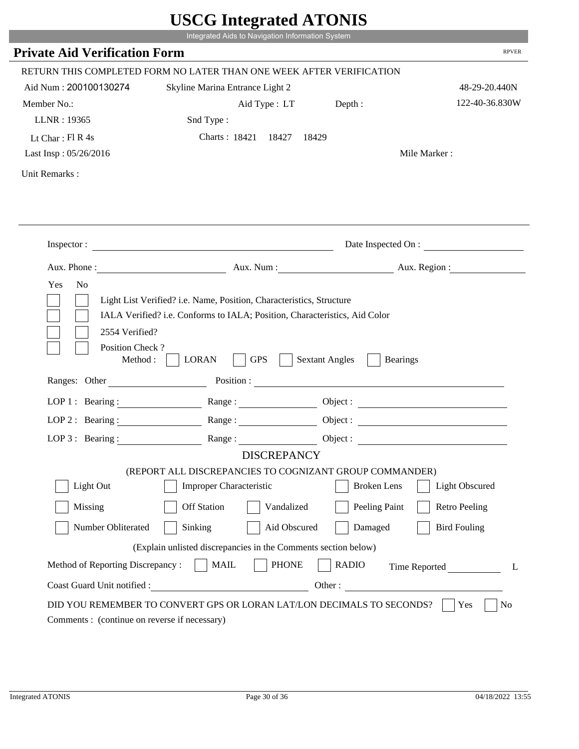# USCG Integrated ATONIS

Integrated Aids to Navigation Information System

## Private Aid Verification Form

RPVER

RETURN THIS COMPLETED FORM NO LATER THAN ONE WEEK AFTER VERIFICATION

Aid Num : 200100130274    Skyline Marina Entrance Light 2    48-29-20.440N

Member No.:    Aid Type : LT    Depth :    122-40-36.830W

LLNR : 19365    Snd Type :

Lt Char : Fl R 4s    Charts : 18421  18427  18429

Last Insp : 05/26/2016    Mile Marker :

Unit Remarks :

Inspector : ______________________    Date Inspected On : ______________

Aux. Phone : ______________    Aux. Num : ______________    Aux. Region : ______________

Yes  No

- [ ] [ ] Light List Verified? i.e. Name, Position, Characteristics, Structure
- [ ] [ ] IALA Verified? i.e. Conforms to IALA; Position, Characteristics, Aid Color
- [ ] [ ] 2554 Verified?
- [ ] [ ] Position Check ?

Method : [ ] LORAN  [ ] GPS  [ ] Sextant Angles  [ ] Bearings

Ranges: Other ______________    Position : ______________________

LOP 1 : Bearing : ______________    Range : ______________    Object : ______________

LOP 2 : Bearing : ______________    Range : ______________    Object : ______________

LOP 3 : Bearing : ______________    Range : ______________    Object : ______________

### DISCREPANCY

(REPORT ALL DISCREPANCIES TO COGNIZANT GROUP COMMANDER)

| | | | | |
|---|---|---|---|---|
| [ ] Light Out | [ ] Improper Characteristic | | [ ] Broken Lens | [ ] Light Obscured |
| [ ] Missing | [ ] Off Station | [ ] Vandalized | [ ] Peeling Paint | [ ] Retro Peeling |
| [ ] Number Obliterated | [ ] Sinking | [ ] Aid Obscured | [ ] Damaged | [ ] Bird Fouling |

(Explain unlisted discrepancies in the Comments section below)

Method of Reporting Discrepancy : [ ] MAIL  [ ] PHONE  [ ] RADIO    Time Reported ______________ L

Coast Guard Unit notified : ______________________    Other : ______________

DID YOU REMEMBER TO CONVERT GPS OR LORAN LAT/LON DECIMALS TO SECONDS? [ ] Yes  [ ] No

Comments : (continue on reverse if necessary)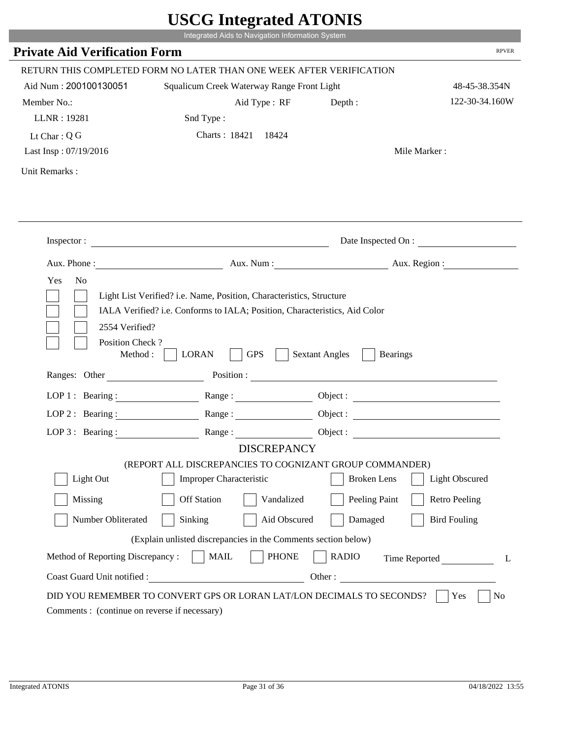# USCG Integrated ATONIS

Integrated Aids to Navigation Information System

## Private Aid Verification Form

RPVER

RETURN THIS COMPLETED FORM NO LATER THAN ONE WEEK AFTER VERIFICATION

Aid Num : 200100130051 Squalicum Creek Waterway Range Front Light 48-45-38.354N

Member No.: Aid Type : RF Depth : 122-30-34.160W

LLNR : 19281 Snd Type :

Lt Char : Q G Charts : 18421 18424

Last Insp : 07/19/2016 Mile Marker :

Unit Remarks :

Inspector : Date Inspected On :

Aux. Phone : Aux. Num : Aux. Region :

Yes No

- [ ] [ ] Light List Verified? i.e. Name, Position, Characteristics, Structure
- [ ] [ ] IALA Verified? i.e. Conforms to IALA; Position, Characteristics, Aid Color
- [ ] [ ] 2554 Verified?
- [ ] [ ] Position Check ?

Method : [ ] LORAN [ ] GPS [ ] Sextant Angles [ ] Bearings

Ranges: Other Position :

LOP 1 : Bearing : Range : Object :

LOP 2 : Bearing : Range : Object :

LOP 3 : Bearing : Range : Object :

### DISCREPANCY

(REPORT ALL DISCREPANCIES TO COGNIZANT GROUP COMMANDER)

- [ ] Light Out
- [ ] Improper Characteristic
- [ ] Broken Lens
- [ ] Light Obscured
- [ ] Missing
- [ ] Off Station
- [ ] Vandalized
- [ ] Peeling Paint
- [ ] Retro Peeling
- [ ] Number Obliterated
- [ ] Sinking
- [ ] Aid Obscured
- [ ] Damaged
- [ ] Bird Fouling

(Explain unlisted discrepancies in the Comments section below)

Method of Reporting Discrepancy : [ ] MAIL [ ] PHONE [ ] RADIO Time Reported L

Coast Guard Unit notified : Other :

DID YOU REMEMBER TO CONVERT GPS OR LORAN LAT/LON DECIMALS TO SECONDS? [ ] Yes [ ] No

Comments : (continue on reverse if necessary)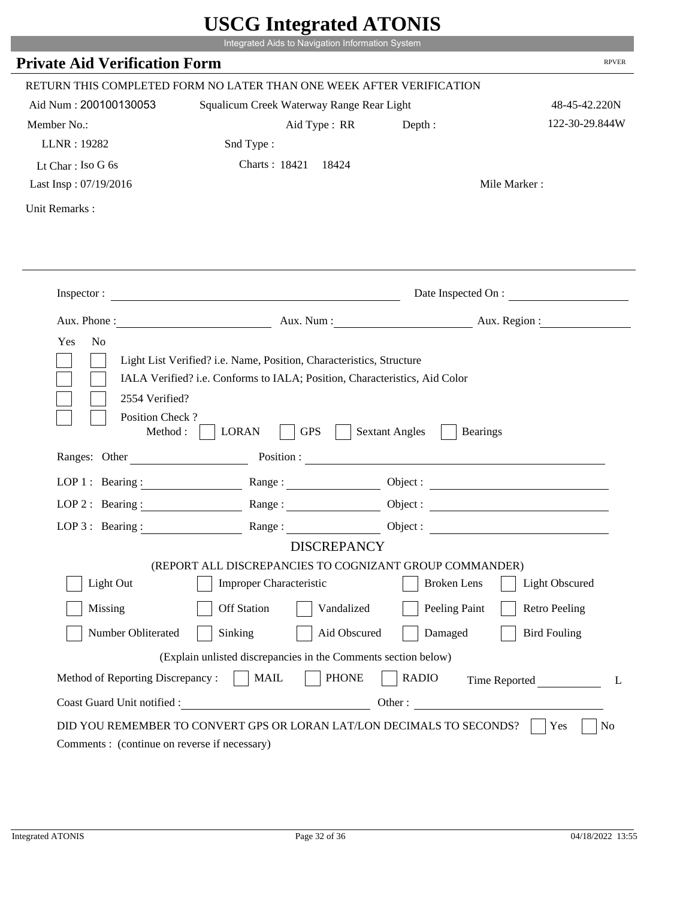# USCG Integrated ATONIS

Integrated Aids to Navigation Information System

## Private Aid Verification Form

RPVER

RETURN THIS COMPLETED FORM NO LATER THAN ONE WEEK AFTER VERIFICATION

Aid Num : 200100130053 &nbsp;&nbsp; Squalicum Creek Waterway Range Rear Light &nbsp;&nbsp; 48-45-42.220N

Member No.: &nbsp;&nbsp; Aid Type : RR &nbsp;&nbsp; Depth : &nbsp;&nbsp; 122-30-29.844W

LLNR : 19282 &nbsp;&nbsp; Snd Type :

Lt Char : Iso G 6s &nbsp;&nbsp; Charts : 18421 &nbsp; 18424

Last Insp : 07/19/2016 &nbsp;&nbsp; Mile Marker :

Unit Remarks :

Inspector : &nbsp;&nbsp; Date Inspected On :

Aux. Phone : &nbsp;&nbsp; Aux. Num : &nbsp;&nbsp; Aux. Region :

Yes No

- [ ] [ ] Light List Verified? i.e. Name, Position, Characteristics, Structure
- [ ] [ ] IALA Verified? i.e. Conforms to IALA; Position, Characteristics, Aid Color
- [ ] [ ] 2554 Verified?
- [ ] [ ] Position Check ?

Method : [ ] LORAN [ ] GPS [ ] Sextant Angles [ ] Bearings

Ranges: Other &nbsp;&nbsp; Position :

LOP 1 : Bearing : &nbsp;&nbsp; Range : &nbsp;&nbsp; Object :

LOP 2 : Bearing : &nbsp;&nbsp; Range : &nbsp;&nbsp; Object :

LOP 3 : Bearing : &nbsp;&nbsp; Range : &nbsp;&nbsp; Object :

### DISCREPANCY

(REPORT ALL DISCREPANCIES TO COGNIZANT GROUP COMMANDER)

- [ ] Light Out &nbsp; [ ] Improper Characteristic &nbsp; [ ] Broken Lens &nbsp; [ ] Light Obscured
- [ ] Missing &nbsp; [ ] Off Station &nbsp; [ ] Vandalized &nbsp; [ ] Peeling Paint &nbsp; [ ] Retro Peeling
- [ ] Number Obliterated &nbsp; [ ] Sinking &nbsp; [ ] Aid Obscured &nbsp; [ ] Damaged &nbsp; [ ] Bird Fouling

(Explain unlisted discrepancies in the Comments section below)

Method of Reporting Discrepancy : [ ] MAIL [ ] PHONE [ ] RADIO &nbsp;&nbsp; Time Reported &nbsp;&nbsp; L

Coast Guard Unit notified : &nbsp;&nbsp; Other :

DID YOU REMEMBER TO CONVERT GPS OR LORAN LAT/LON DECIMALS TO SECONDS? [ ] Yes [ ] No

Comments : (continue on reverse if necessary)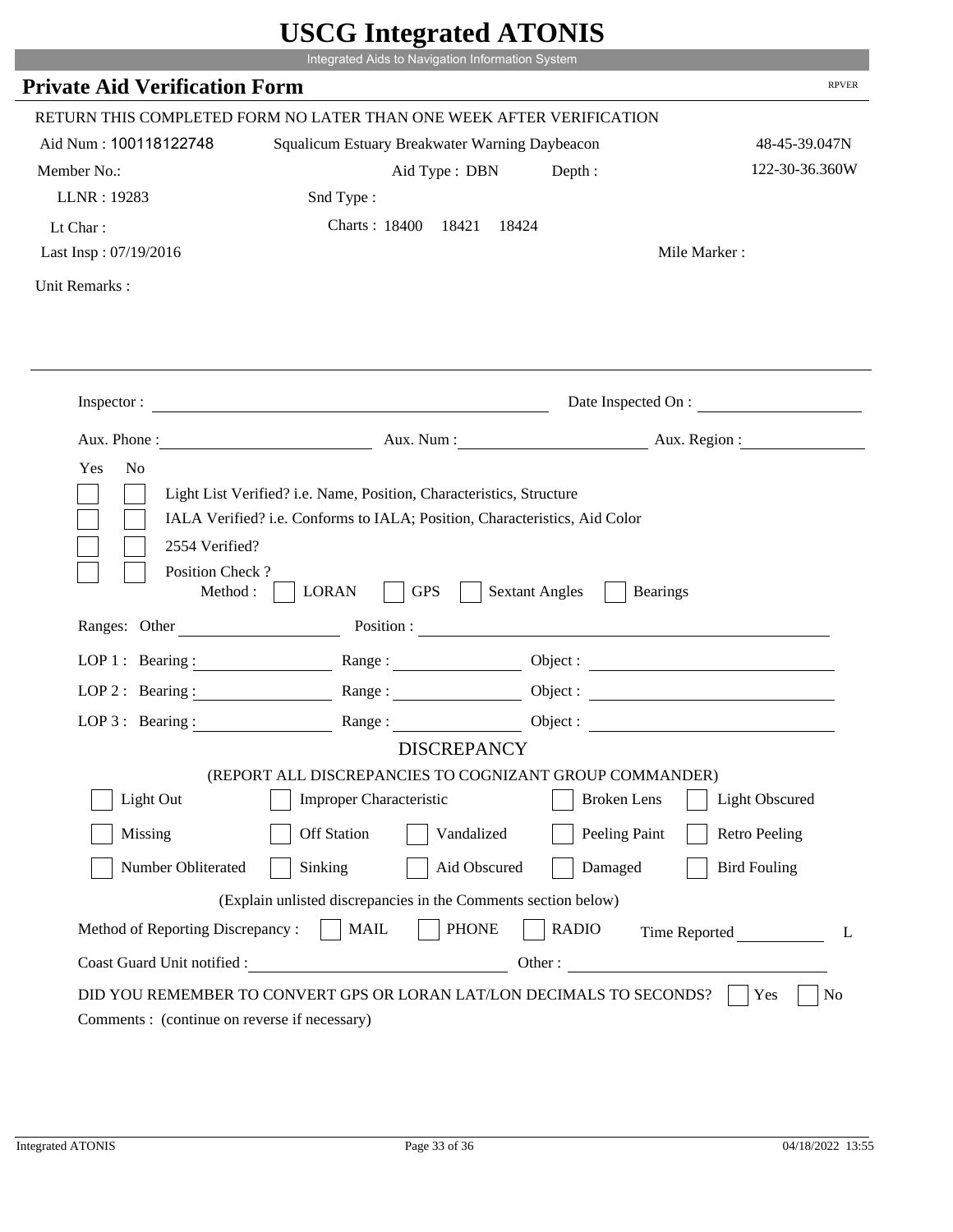# USCG Integrated ATONIS

Integrated Aids to Navigation Information System

## Private Aid Verification Form

RPVER

RETURN THIS COMPLETED FORM NO LATER THAN ONE WEEK AFTER VERIFICATION

Aid Num : 100118122748    Squalicum Estuary Breakwater Warning Daybeacon    48-45-39.047N

Member No.:    Aid Type : DBN    Depth :    122-30-36.360W

LLNR : 19283    Snd Type :

Lt Char :    Charts : 18400  18421  18424

Last Insp : 07/19/2016    Mile Marker :

Unit Remarks :

---

Inspector : ______    Date Inspected On : ______

Aux. Phone : ______    Aux. Num : ______    Aux. Region : ______

Yes No

- [ ] [ ] Light List Verified? i.e. Name, Position, Characteristics, Structure
- [ ] [ ] IALA Verified? i.e. Conforms to IALA; Position, Characteristics, Aid Color
- [ ] [ ] 2554 Verified?
- [ ] [ ] Position Check ?

Method : [ ] LORAN [ ] GPS [ ] Sextant Angles [ ] Bearings

Ranges: Other ______    Position : ______

LOP 1 : Bearing : ______    Range : ______    Object : ______

LOP 2 : Bearing : ______    Range : ______    Object : ______

LOP 3 : Bearing : ______    Range : ______    Object : ______

### DISCREPANCY

(REPORT ALL DISCREPANCIES TO COGNIZANT GROUP COMMANDER)

[ ] Light Out [ ] Improper Characteristic [ ] Broken Lens [ ] Light Obscured

[ ] Missing [ ] Off Station [ ] Vandalized [ ] Peeling Paint [ ] Retro Peeling

[ ] Number Obliterated [ ] Sinking [ ] Aid Obscured [ ] Damaged [ ] Bird Fouling

(Explain unlisted discrepancies in the Comments section below)

Method of Reporting Discrepancy : [ ] MAIL [ ] PHONE [ ] RADIO    Time Reported ______ L

Coast Guard Unit notified : ______    Other : ______

DID YOU REMEMBER TO CONVERT GPS OR LORAN LAT/LON DECIMALS TO SECONDS? [ ] Yes [ ] No

Comments : (continue on reverse if necessary)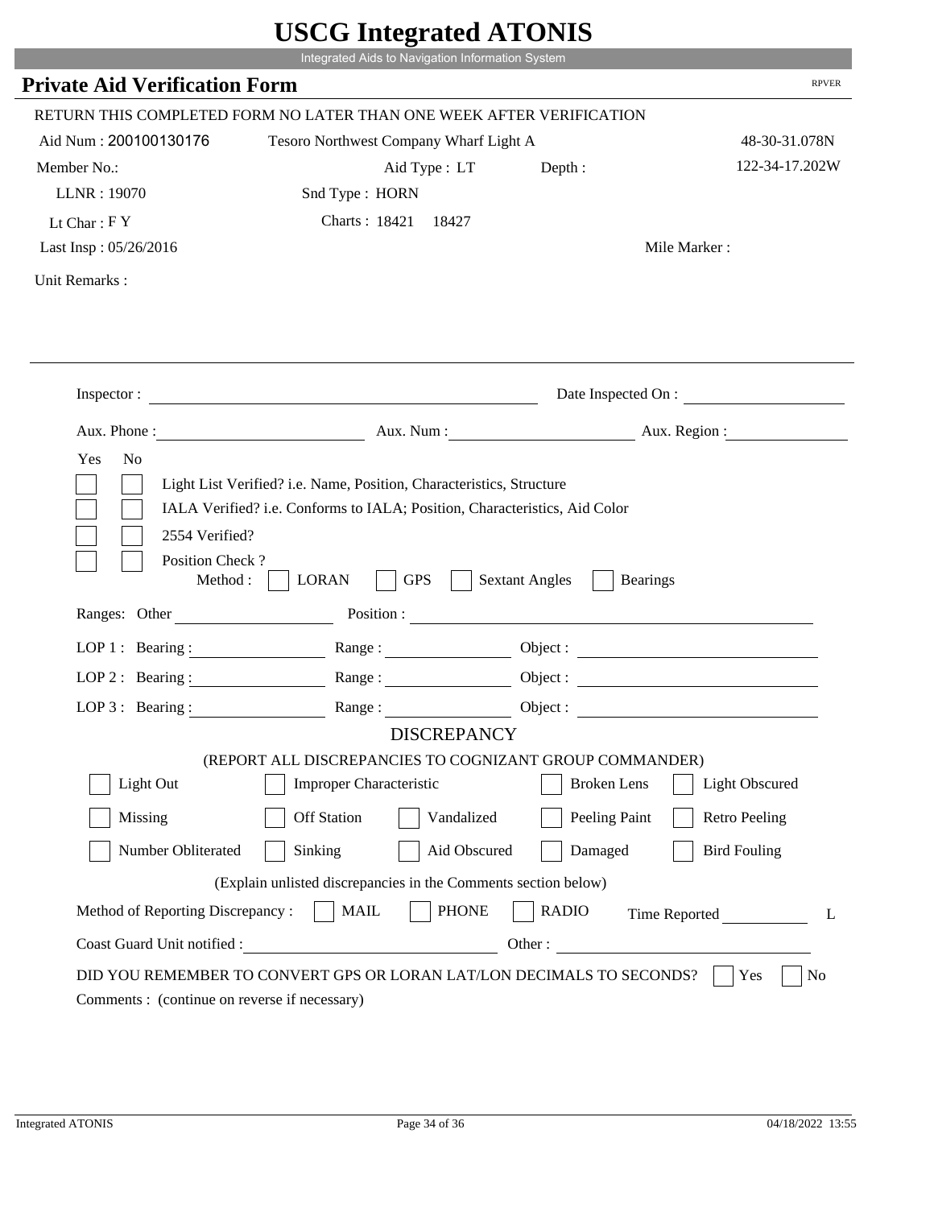# USCG Integrated ATONIS

Integrated Aids to Navigation Information System

## Private Aid Verification Form

RPVER

RETURN THIS COMPLETED FORM NO LATER THAN ONE WEEK AFTER VERIFICATION

Aid Num : 200100130176    Tesoro Northwest Company Wharf Light A    48-30-31.078N

Member No.:    Aid Type : LT    Depth :    122-34-17.202W

LLNR : 19070    Snd Type : HORN

Lt Char : F Y    Charts : 18421  18427

Last Insp : 05/26/2016    Mile Marker :

Unit Remarks :

Inspector : ______    Date Inspected On : ______

Aux. Phone : ______    Aux. Num : ______    Aux. Region : ______

Yes  No

- [ ] [ ] Light List Verified? i.e. Name, Position, Characteristics, Structure
- [ ] [ ] IALA Verified? i.e. Conforms to IALA; Position, Characteristics, Aid Color
- [ ] [ ] 2554 Verified?
- [ ] [ ] Position Check ?

Method : [ ] LORAN [ ] GPS [ ] Sextant Angles [ ] Bearings

Ranges: Other ______    Position : ______

LOP 1 : Bearing : ______ Range : ______ Object : ______

LOP 2 : Bearing : ______ Range : ______ Object : ______

LOP 3 : Bearing : ______ Range : ______ Object : ______

### DISCREPANCY

(REPORT ALL DISCREPANCIES TO COGNIZANT GROUP COMMANDER)

- [ ] Light Out  [ ] Improper Characteristic  [ ] Broken Lens  [ ] Light Obscured
- [ ] Missing  [ ] Off Station  [ ] Vandalized  [ ] Peeling Paint  [ ] Retro Peeling
- [ ] Number Obliterated  [ ] Sinking  [ ] Aid Obscured  [ ] Damaged  [ ] Bird Fouling

(Explain unlisted discrepancies in the Comments section below)

Method of Reporting Discrepancy : [ ] MAIL [ ] PHONE [ ] RADIO    Time Reported ______ L

Coast Guard Unit notified : ______    Other : ______

DID YOU REMEMBER TO CONVERT GPS OR LORAN LAT/LON DECIMALS TO SECONDS? [ ] Yes [ ] No

Comments : (continue on reverse if necessary)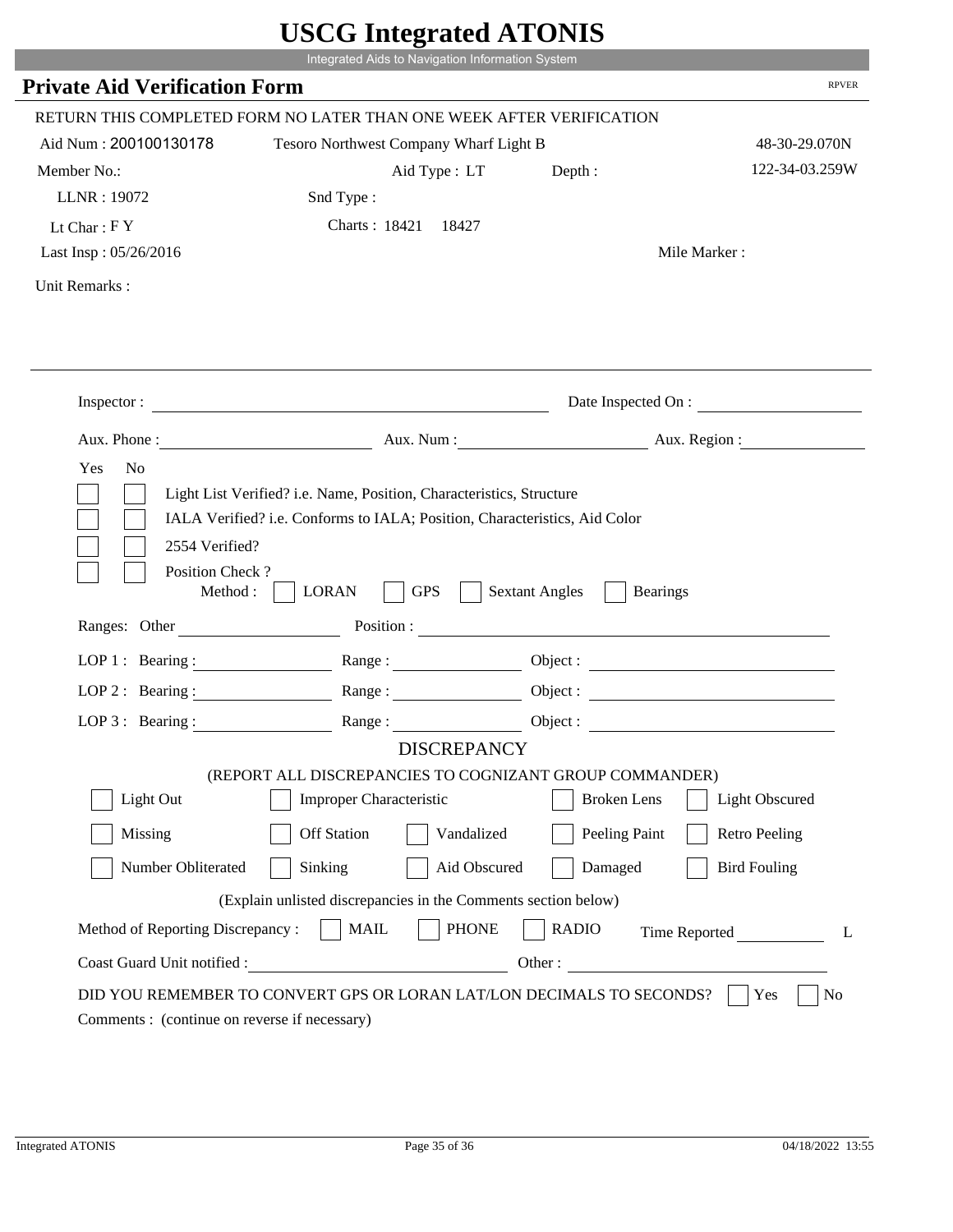# USCG Integrated ATONIS

Integrated Aids to Navigation Information System

## Private Aid Verification Form

RPVER

RETURN THIS COMPLETED FORM NO LATER THAN ONE WEEK AFTER VERIFICATION

Aid Num : 200100130178    Tesoro Northwest Company Wharf Light B    48-30-29.070N

Member No.:    Aid Type : LT    Depth :    122-34-03.259W

LLNR : 19072    Snd Type :

Lt Char : F Y    Charts : 18421  18427

Last Insp : 05/26/2016    Mile Marker :

Unit Remarks :

---

Inspector : ____________________    Date Inspected On : ____________

Aux. Phone : ____________    Aux. Num : ____________    Aux. Region : ____________

Yes  No

- [ ] [ ] Light List Verified? i.e. Name, Position, Characteristics, Structure
- [ ] [ ] IALA Verified? i.e. Conforms to IALA; Position, Characteristics, Aid Color
- [ ] [ ] 2554 Verified?
- [ ] [ ] Position Check ?

Method : [ ] LORAN [ ] GPS [ ] Sextant Angles [ ] Bearings

Ranges: Other ____________    Position : ____________

LOP 1 : Bearing : ____________ Range : ____________ Object : ____________

LOP 2 : Bearing : ____________ Range : ____________ Object : ____________

LOP 3 : Bearing : ____________ Range : ____________ Object : ____________

### DISCREPANCY

(REPORT ALL DISCREPANCIES TO COGNIZANT GROUP COMMANDER)

- [ ] Light Out
- [ ] Improper Characteristic
- [ ] Broken Lens
- [ ] Light Obscured
- [ ] Missing
- [ ] Off Station
- [ ] Vandalized
- [ ] Peeling Paint
- [ ] Retro Peeling
- [ ] Number Obliterated
- [ ] Sinking
- [ ] Aid Obscured
- [ ] Damaged
- [ ] Bird Fouling

(Explain unlisted discrepancies in the Comments section below)

Method of Reporting Discrepancy : [ ] MAIL [ ] PHONE [ ] RADIO    Time Reported ____________ L

Coast Guard Unit notified : ____________    Other : ____________

DID YOU REMEMBER TO CONVERT GPS OR LORAN LAT/LON DECIMALS TO SECONDS? [ ] Yes [ ] No

Comments : (continue on reverse if necessary)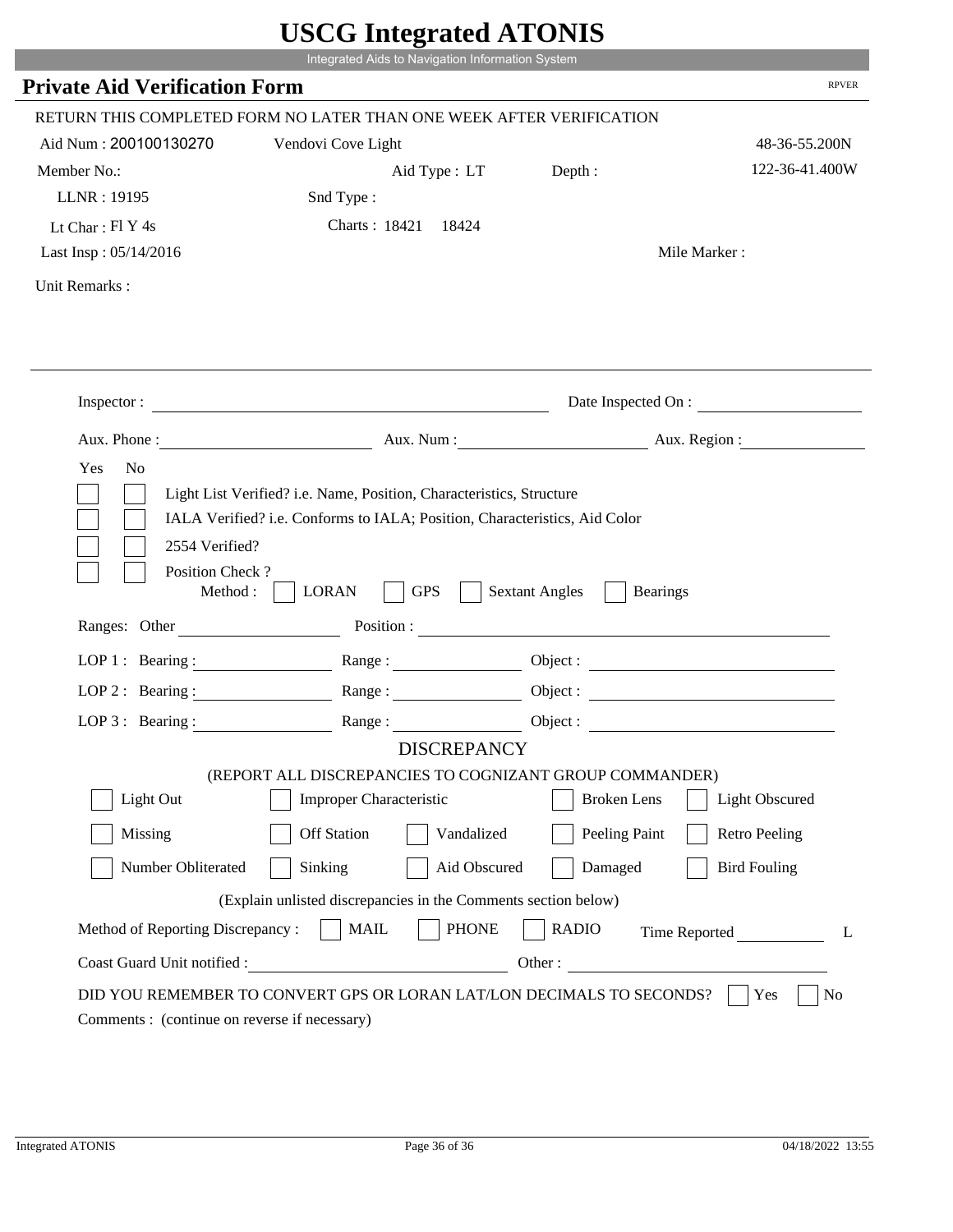# USCG Integrated ATONIS

Integrated Aids to Navigation Information System

## Private Aid Verification Form

RPVER

RETURN THIS COMPLETED FORM NO LATER THAN ONE WEEK AFTER VERIFICATION

Aid Num : 200100130270 Vendovi Cove Light 48-36-55.200N

Member No.: Aid Type : LT Depth : 122-36-41.400W

LLNR : 19195 Snd Type :

Lt Char : Fl Y 4s Charts : 18421 18424

Last Insp : 05/14/2016 Mile Marker :

Unit Remarks :

---

Inspector : Date Inspected On :

Aux. Phone : Aux. Num : Aux. Region :

Yes No

- [ ] [ ] Light List Verified? i.e. Name, Position, Characteristics, Structure
- [ ] [ ] IALA Verified? i.e. Conforms to IALA; Position, Characteristics, Aid Color
- [ ] [ ] 2554 Verified?
- [ ] [ ] Position Check ?

Method : [ ] LORAN [ ] GPS [ ] Sextant Angles [ ] Bearings

Ranges: Other Position :

LOP 1 : Bearing : Range : Object :

LOP 2 : Bearing : Range : Object :

LOP 3 : Bearing : Range : Object :

### DISCREPANCY

(REPORT ALL DISCREPANCIES TO COGNIZANT GROUP COMMANDER)

| | | | | |
|---|---|---|---|---|
| [ ] Light Out | [ ] Improper Characteristic | | [ ] Broken Lens | [ ] Light Obscured |
| [ ] Missing | [ ] Off Station | [ ] Vandalized | [ ] Peeling Paint | [ ] Retro Peeling |
| [ ] Number Obliterated | [ ] Sinking | [ ] Aid Obscured | [ ] Damaged | [ ] Bird Fouling |

(Explain unlisted discrepancies in the Comments section below)

Method of Reporting Discrepancy : [ ] MAIL [ ] PHONE [ ] RADIO Time Reported L

Coast Guard Unit notified : Other :

DID YOU REMEMBER TO CONVERT GPS OR LORAN LAT/LON DECIMALS TO SECONDS? [ ] Yes [ ] No

Comments : (continue on reverse if necessary)